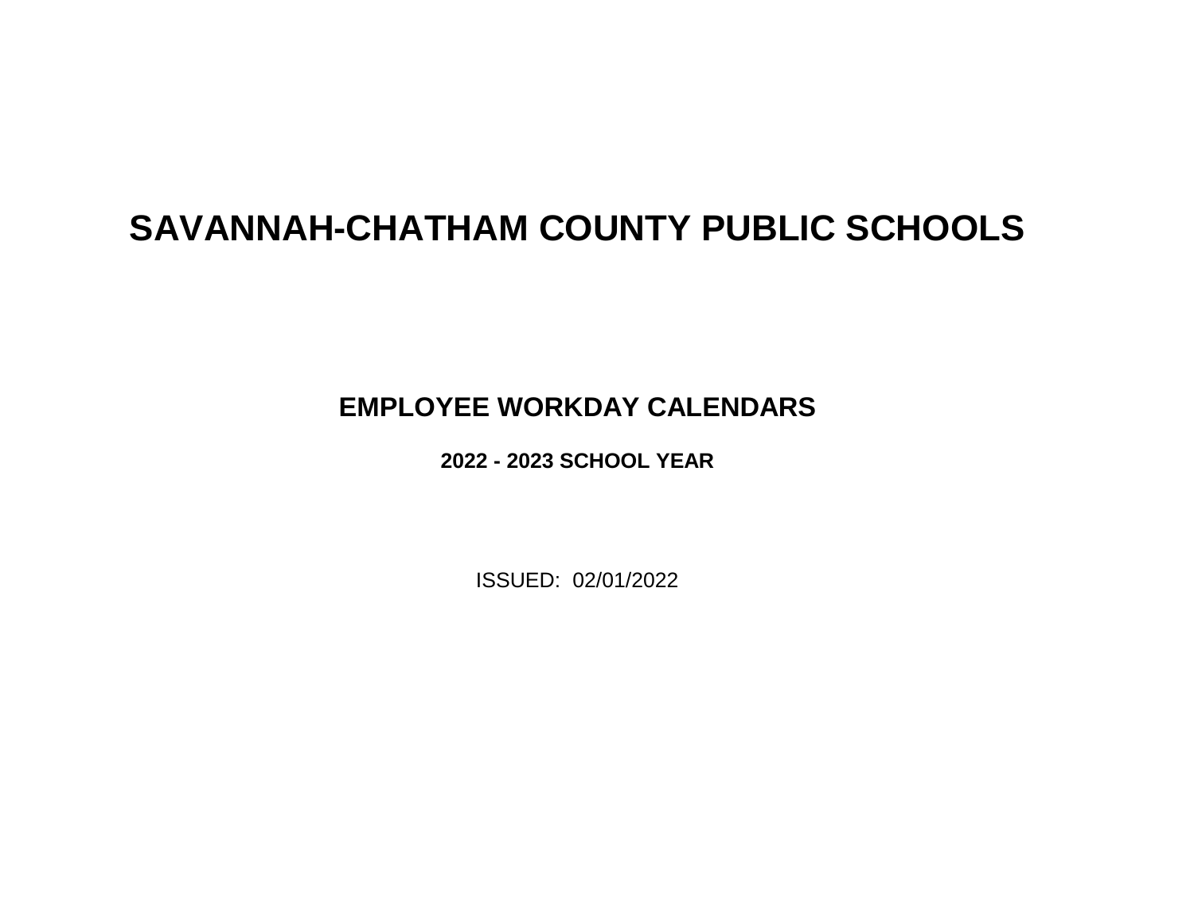# SAVANNAH-CHATHAM COUNTY PUBLIC SCHOOLS

## EMPLOYEE WORKDAY CALENDARS

### 2022 - 2023 SCHOOL YEAR

ISSUED: 02/01/2022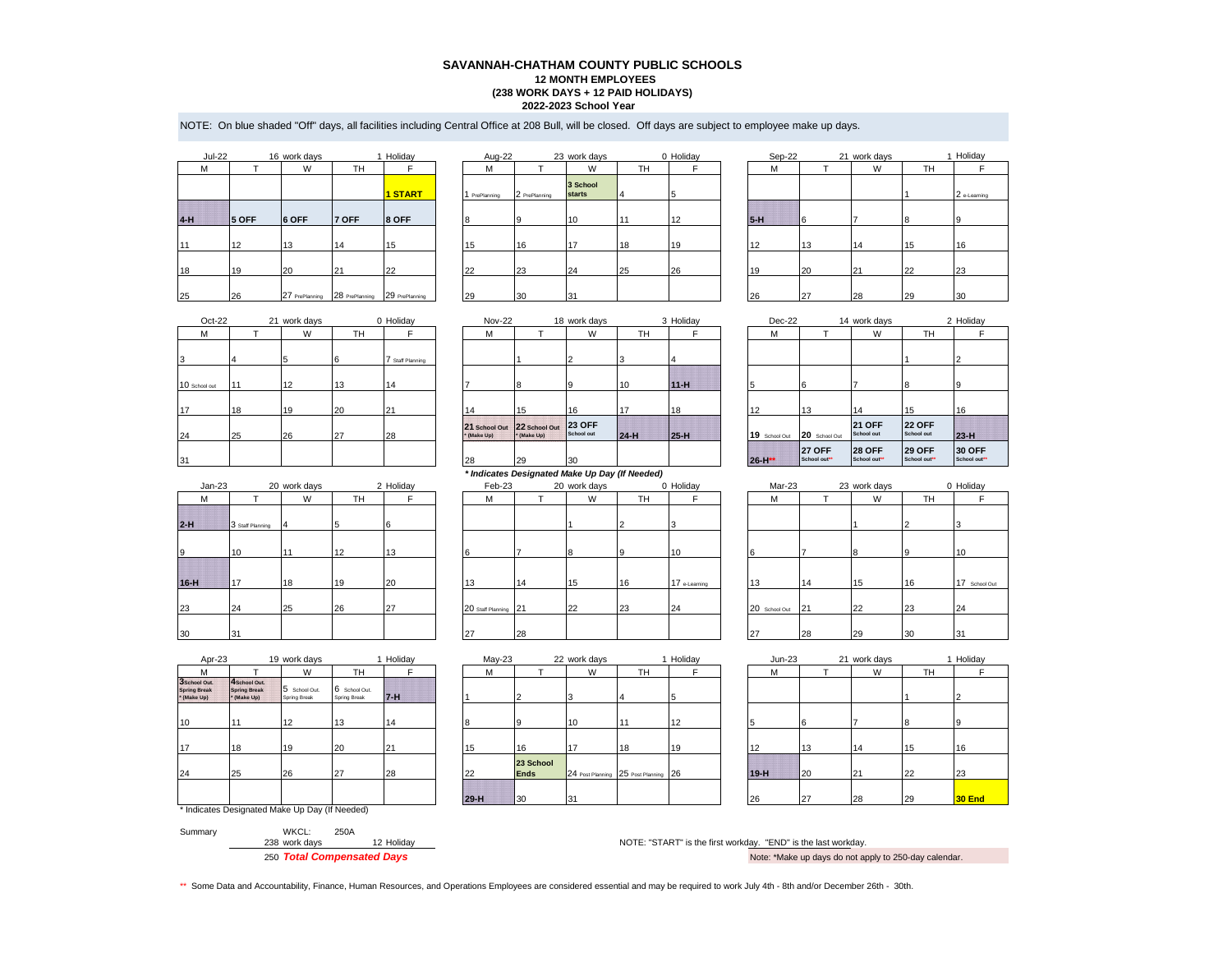# SAVANNAH-CHATHAM COUNTY PUBLIC SCHOOLS
## 12 MONTH EMPLOYEES
### (238 WORK DAYS + 12 PAID HOLIDAYS)
### 2022-2023 School Year

NOTE: On blue shaded "Off" days, all facilities including Central Office at 208 Bull, will be closed. Off days are subject to employee make up days.

**Jul-22** — 16 work days — 1 Holiday

| M | T | W | TH | F |
|---|---|---|---|---|
| | | | | **1 START** |
| **4-H** | **5 OFF** | **6 OFF** | **7 OFF** | **8 OFF** |
| 11 | 12 | 13 | 14 | 15 |
| 18 | 19 | 20 | 21 | 22 |
| 25 | 26 | 27 PrePlanning | 28 PrePlanning | 29 PrePlanning |

**Aug-22** — 23 work days — 0 Holiday

| M | T | W | TH | F |
|---|---|---|---|---|
| 1 PrePlanning | 2 PrePlanning | **3 School starts** | 4 | 5 |
| 8 | 9 | 10 | 11 | 12 |
| 15 | 16 | 17 | 18 | 19 |
| 22 | 23 | 24 | 25 | 26 |
| 29 | 30 | 31 | | |

**Sep-22** — 21 work days — 1 Holiday

| M | T | W | TH | F |
|---|---|---|---|---|
| | | | 1 | 2 e-Learning |
| **5-H** | 6 | 7 | 8 | 9 |
| 12 | 13 | 14 | 15 | 16 |
| 19 | 20 | 21 | 22 | 23 |
| 26 | 27 | 28 | 29 | 30 |

**Oct-22** — 21 work days — 0 Holiday

| M | T | W | TH | F |
|---|---|---|---|---|
| 3 | 4 | 5 | 6 | 7 Staff Planning |
| 10 School out | 11 | 12 | 13 | 14 |
| 17 | 18 | 19 | 20 | 21 |
| 24 | 25 | 26 | 27 | 28 |
| 31 | | | | |

**Nov-22** — 18 work days — 3 Holiday

| M | T | W | TH | F |
|---|---|---|---|---|
| | 1 | 2 | 3 | 4 |
| 7 | 8 | 9 | 10 | **11-H** |
| 14 | 15 | 16 | 17 | 18 |
| **21 School Out * (Make Up)** | **22 School Out * (Make Up)** | **23 OFF** School out | **24-H** | **25-H** |
| 28 | 29 | 30 | | |

***\* Indicates Designated Make Up Day (If Needed)***

**Dec-22** — 14 work days — 2 Holiday

| M | T | W | TH | F |
|---|---|---|---|---|
| | | | 1 | 2 |
| 5 | 6 | 7 | 8 | 9 |
| 12 | 13 | 14 | 15 | 16 |
| 19 School Out | 20 School Out | **21 OFF** School out | **22 OFF** School out | **23-H** |
| **26-H\*\*** | **27 OFF** School out\*\* | **28 OFF** School out\*\* | **29 OFF** School out\*\* | **30 OFF** School out\*\* |

**Jan-23** — 20 work days — 2 Holiday

| M | T | W | TH | F |
|---|---|---|---|---|
| **2-H** | 3 Staff Planning | 4 | 5 | 6 |
| 9 | 10 | 11 | 12 | 13 |
| **16-H** | 17 | 18 | 19 | 20 |
| 23 | 24 | 25 | 26 | 27 |
| 30 | 31 | | | |

**Feb-23** — 20 work days — 0 Holiday

| M | T | W | TH | F |
|---|---|---|---|---|
| | | 1 | 2 | 3 |
| 6 | 7 | 8 | 9 | 10 |
| 13 | 14 | 15 | 16 | 17 e-Learning |
| 20 Staff Planning | 21 | 22 | 23 | 24 |
| 27 | 28 | | | |

**Mar-23** — 23 work days — 0 Holiday

| M | T | W | TH | F |
|---|---|---|---|---|
| | | 1 | 2 | 3 |
| 6 | 7 | 8 | 9 | 10 |
| 13 | 14 | 15 | 16 | 17 School Out |
| 20 School Out | 21 | 22 | 23 | 24 |
| 27 | 28 | 29 | 30 | 31 |

**Apr-23** — 19 work days — 1 Holiday

| M | T | W | TH | F |
|---|---|---|---|---|
| **3 School Out. Spring Break * (Make Up)** | **4 School Out. Spring Break * (Make Up)** | 5 School Out. Spring Break | 6 School Out. Spring Break | **7-H** |
| 10 | 11 | 12 | 13 | 14 |
| 17 | 18 | 19 | 20 | 21 |
| 24 | 25 | 26 | 27 | 28 |

\* Indicates Designated Make Up Day (If Needed)

**May-23** — 22 work days — 1 Holiday

| M | T | W | TH | F |
|---|---|---|---|---|
| 1 | 2 | 3 | 4 | 5 |
| 8 | 9 | 10 | 11 | 12 |
| 15 | 16 | 17 | 18 | 19 |
| 22 | **23 School Ends** | 24 Post Planning | 25 Post Planning | 26 |
| **29-H** | 30 | 31 | | |

**Jun-23** — 21 work days — 1 Holiday

| M | T | W | TH | F |
|---|---|---|---|---|
| | | | 1 | 2 |
| 5 | 6 | 7 | 8 | 9 |
| 12 | 13 | 14 | 15 | 16 |
| **19-H** | 20 | 21 | 22 | 23 |
| 26 | 27 | 28 | 29 | **30 End** |

Summary — WKCL: 250A

238 work days — 12 Holiday

250 ***Total Compensated Days***

NOTE: "START" is the first workday. "END" is the last workday.

Note: \*Make up days do not apply to 250-day calendar.

\*\* Some Data and Accountability, Finance, Human Resources, and Operations Employees are considered essential and may be required to work July 4th - 8th and/or December 26th - 30th.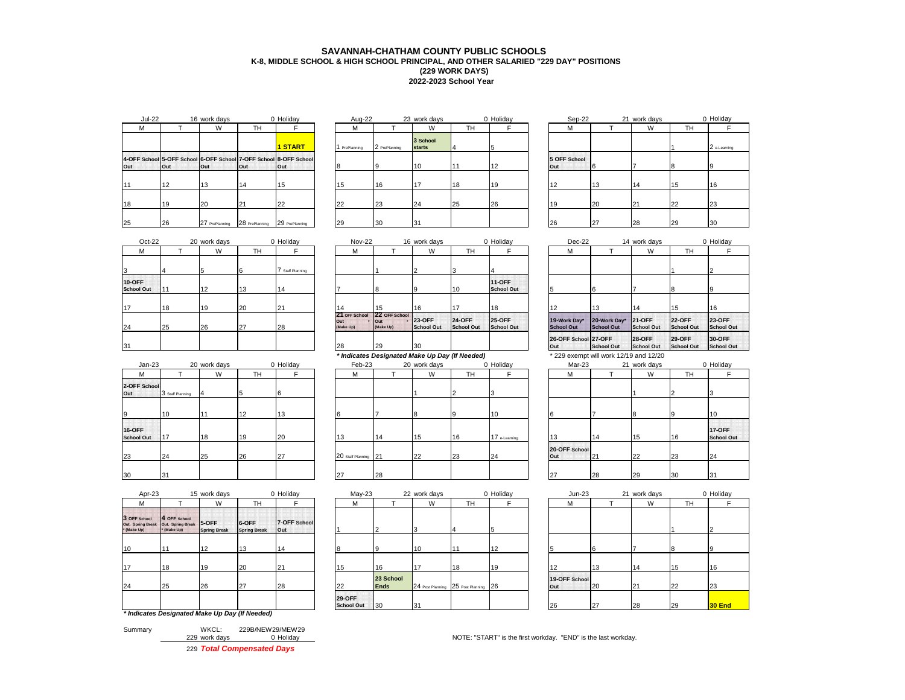# SAVANNAH-CHATHAM COUNTY PUBLIC SCHOOLS
## K-8, MIDDLE SCHOOL & HIGH SCHOOL PRINCIPAL, AND OTHER SALARIED "229 DAY" POSITIONS
### (229 WORK DAYS)
### 2022-2023 School Year

**Jul-22** — 16 work days — 0 Holiday

| M | T | W | TH | F |
|---|---|---|---|---|
| | | | | 1 START |
| 4-OFF School Out | 5-OFF School Out | 6-OFF School Out | 7-OFF School Out | 8-OFF School Out |
| 11 | 12 | 13 | 14 | 15 |
| 18 | 19 | 20 | 21 | 22 |
| 25 | 26 | 27 PrePlanning | 28 PrePlanning | 29 PrePlanning |

**Aug-22** — 23 work days — 0 Holiday

| M | T | W | TH | F |
|---|---|---|---|---|
| 1 PrePlanning | 2 PrePlanning | 3 School starts | 4 | 5 |
| 8 | 9 | 10 | 11 | 12 |
| 15 | 16 | 17 | 18 | 19 |
| 22 | 23 | 24 | 25 | 26 |
| 29 | 30 | 31 | | |

**Sep-22** — 21 work days — 0 Holiday

| M | T | W | TH | F |
|---|---|---|---|---|
| | | | 1 | 2 e-Learning |
| 5 OFF School Out | 6 | 7 | 8 | 9 |
| 12 | 13 | 14 | 15 | 16 |
| 19 | 20 | 21 | 22 | 23 |
| 26 | 27 | 28 | 29 | 30 |

**Oct-22** — 20 work days — 0 Holiday

| M | T | W | TH | F |
|---|---|---|---|---|
| 3 | 4 | 5 | 6 | 7 Staff Planning |
| 10-OFF School Out | 11 | 12 | 13 | 14 |
| 17 | 18 | 19 | 20 | 21 |
| 24 | 25 | 26 | 27 | 28 |
| 31 | | | | |

**Nov-22** — 16 work days — 0 Holiday

| M | T | W | TH | F |
|---|---|---|---|---|
| | 1 | 2 | 3 | 4 |
| 7 | 8 | 9 | 10 | 11-OFF School Out |
| 14 | 15 | 16 | 17 | 18 |
| 21 OFF School Out * (Make Up) | 22 OFF School Out * (Make Up) | 23-OFF School Out | 24-OFF School Out | 25-OFF School Out |
| 28 | 29 | 30 | | |

*** Indicates Designated Make Up Day (If Needed)**

**Dec-22** — 14 work days — 0 Holiday

| M | T | W | TH | F |
|---|---|---|---|---|
| | | | 1 | 2 |
| 5 | 6 | 7 | 8 | 9 |
| 12 | 13 | 14 | 15 | 16 |
| 19-Work Day* School Out | 20-Work Day* School Out | 21-OFF School Out | 22-OFF School Out | 23-OFF School Out |
| 26-OFF School Out | 27-OFF School Out | 28-OFF School Out | 29-OFF School Out | 30-OFF School Out |

* 229 exempt will work 12/19 and 12/20

**Jan-23** — 20 work days — 0 Holiday

| M | T | W | TH | F |
|---|---|---|---|---|
| 2-OFF School Out | 3 Staff Planning | 4 | 5 | 6 |
| 9 | 10 | 11 | 12 | 13 |
| 16-OFF School Out | 17 | 18 | 19 | 20 |
| 23 | 24 | 25 | 26 | 27 |
| 30 | 31 | | | |

**Feb-23** — 20 work days — 0 Holiday

| M | T | W | TH | F |
|---|---|---|---|---|
| | | 1 | 2 | 3 |
| 6 | 7 | 8 | 9 | 10 |
| 13 | 14 | 15 | 16 | 17 e-Learning |
| 20 Staff Planning | 21 | 22 | 23 | 24 |
| 27 | 28 | | | |

**Mar-23** — 21 work days — 0 Holiday

| M | T | W | TH | F |
|---|---|---|---|---|
| | | 1 | 2 | 3 |
| 6 | 7 | 8 | 9 | 10 |
| 13 | 14 | 15 | 16 | 17-OFF School Out |
| 20-OFF School Out | 21 | 22 | 23 | 24 |
| 27 | 28 | 29 | 30 | 31 |

**Apr-23** — 15 work days — 0 Holiday

| M | T | W | TH | F |
|---|---|---|---|---|
| 3 OFF School Out. Spring Break * (Make Up) | 4 OFF School Out. Spring Break * (Make Up) | 5-OFF Spring Break | 6-OFF Spring Break | 7-OFF School Out |
| 10 | 11 | 12 | 13 | 14 |
| 17 | 18 | 19 | 20 | 21 |
| 24 | 25 | 26 | 27 | 28 |

*** Indicates Designated Make Up Day (If Needed)**

**May-23** — 22 work days — 0 Holiday

| M | T | W | TH | F |
|---|---|---|---|---|
| 1 | 2 | 3 | 4 | 5 |
| 8 | 9 | 10 | 11 | 12 |
| 15 | 16 | 17 | 18 | 19 |
| 22 | 23 School Ends | 24 Post Planning | 25 Post Planning | 26 |
| 29-OFF School Out | 30 | 31 | | |

**Jun-23** — 21 work days — 0 Holiday

| M | T | W | TH | F |
|---|---|---|---|---|
| | | | 1 | 2 |
| 5 | 6 | 7 | 8 | 9 |
| 12 | 13 | 14 | 15 | 16 |
| 19-OFF School Out | 20 | 21 | 22 | 23 |
| 26 | 27 | 28 | 29 | 30 End |

Summary — WKCL: 229B/NEW29/MEW29

229 work days — 0 Holiday

229 ***Total Compensated Days***

NOTE: "START" is the first workday. "END" is the last workday.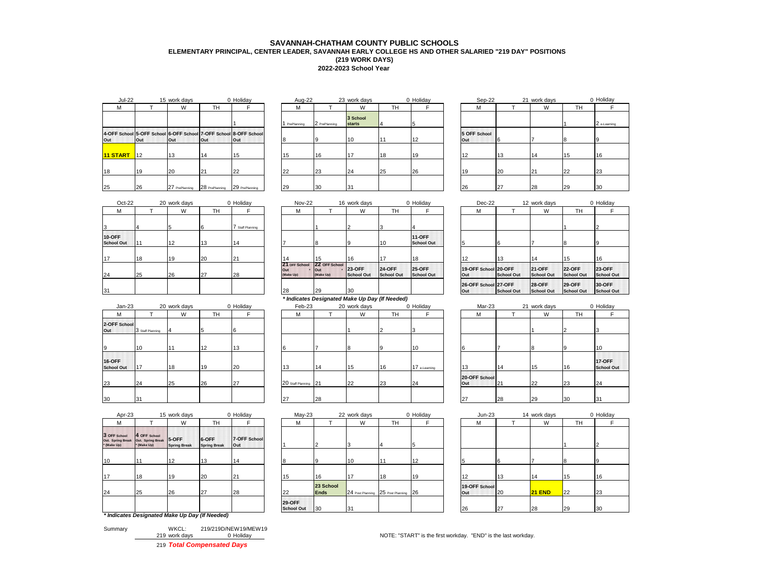# SAVANNAH-CHATHAM COUNTY PUBLIC SCHOOLS

## ELEMENTARY PRINCIPAL, CENTER LEADER, SAVANNAH EARLY COLLEGE HS AND OTHER SALARIED "219 DAY" POSITIONS

### (219 WORK DAYS)

### 2022-2023 School Year

**Jul-22** — 15 work days — 0 Holiday

| M | T | W | TH | F |
|---|---|---|---|---|
| | | | | 1 |
| 4-OFF School Out | 5-OFF School Out | 6-OFF School Out | 7-OFF School Out | 8-OFF School Out |
| 11 START | 12 | 13 | 14 | 15 |
| 18 | 19 | 20 | 21 | 22 |
| 25 | 26 | 27 PrePlanning | 28 PrePlanning | 29 PrePlanning |

**Aug-22** — 23 work days — 0 Holiday

| M | T | W | TH | F |
|---|---|---|---|---|
| 1 PrePlanning | 2 PrePlanning | 3 School starts | 4 | 5 |
| 8 | 9 | 10 | 11 | 12 |
| 15 | 16 | 17 | 18 | 19 |
| 22 | 23 | 24 | 25 | 26 |
| 29 | 30 | 31 | | |

**Sep-22** — 21 work days — 0 Holiday

| M | T | W | TH | F |
|---|---|---|---|---|
| | | | 1 | 2 e-Learning |
| 5 OFF School Out | 6 | 7 | 8 | 9 |
| 12 | 13 | 14 | 15 | 16 |
| 19 | 20 | 21 | 22 | 23 |
| 26 | 27 | 28 | 29 | 30 |

**Oct-22** — 20 work days — 0 Holiday

| M | T | W | TH | F |
|---|---|---|---|---|
| 3 | 4 | 5 | 6 | 7 Staff Planning |
| 10-OFF School Out | 11 | 12 | 13 | 14 |
| 17 | 18 | 19 | 20 | 21 |
| 24 | 25 | 26 | 27 | 28 |
| 31 | | | | |

**Nov-22** — 16 work days — 0 Holiday

| M | T | W | TH | F |
|---|---|---|---|---|
| | 1 | 2 | 3 | 4 |
| 7 | 8 | 9 | 10 | 11-OFF School Out |
| 14 | 15 | 16 | 17 | 18 |
| 21 OFF School Out * (Make Up) | 22 OFF School Out * (Make Up) | 23-OFF School Out | 24-OFF School Out | 25-OFF School Out |
| 28 | 29 | 30 | | |

*** Indicates Designated Make Up Day (If Needed)**

**Dec-22** — 12 work days — 0 Holiday

| M | T | W | TH | F |
|---|---|---|---|---|
| | | | 1 | 2 |
| 5 | 6 | 7 | 8 | 9 |
| 12 | 13 | 14 | 15 | 16 |
| 19-OFF School Out | 20-OFF School Out | 21-OFF School Out | 22-OFF School Out | 23-OFF School Out |
| 26-OFF School Out | 27-OFF School Out | 28-OFF School Out | 29-OFF School Out | 30-OFF School Out |

**Jan-23** — 20 work days — 0 Holiday

| M | T | W | TH | F |
|---|---|---|---|---|
| 2-OFF School Out | 3 Staff Planning | 4 | 5 | 6 |
| 9 | 10 | 11 | 12 | 13 |
| 16-OFF School Out | 17 | 18 | 19 | 20 |
| 23 | 24 | 25 | 26 | 27 |
| 30 | 31 | | | |

**Feb-23** — 20 work days — 0 Holiday

| M | T | W | TH | F |
|---|---|---|---|---|
| | | 1 | 2 | 3 |
| 6 | 7 | 8 | 9 | 10 |
| 13 | 14 | 15 | 16 | 17 e-Learning |
| 20 Staff Planning | 21 | 22 | 23 | 24 |
| 27 | 28 | | | |

**Mar-23** — 21 work days — 0 Holiday

| M | T | W | TH | F |
|---|---|---|---|---|
| | | 1 | 2 | 3 |
| 6 | 7 | 8 | 9 | 10 |
| 13 | 14 | 15 | 16 | 17-OFF School Out |
| 20-OFF School Out | 21 | 22 | 23 | 24 |
| 27 | 28 | 29 | 30 | 31 |

**Apr-23** — 15 work days — 0 Holiday

| M | T | W | TH | F |
|---|---|---|---|---|
| 3 OFF School Out. Spring Break * (Make Up) | 4 OFF School Out. Spring Break * (Make Up) | 5-OFF Spring Break | 6-OFF Spring Break | 7-OFF School Out |
| 10 | 11 | 12 | 13 | 14 |
| 17 | 18 | 19 | 20 | 21 |
| 24 | 25 | 26 | 27 | 28 |

*** Indicates Designated Make Up Day (If Needed)**

**May-23** — 22 work days — 0 Holiday

| M | T | W | TH | F |
|---|---|---|---|---|
| 1 | 2 | 3 | 4 | 5 |
| 8 | 9 | 10 | 11 | 12 |
| 15 | 16 | 17 | 18 | 19 |
| 22 | 23 School Ends | 24 Post Planning | 25 Post Planning | 26 |
| 29-OFF School Out | 30 | 31 | | |

**Jun-23** — 14 work days — 0 Holiday

| M | T | W | TH | F |
|---|---|---|---|---|
| | | | 1 | 2 |
| 5 | 6 | 7 | 8 | 9 |
| 12 | 13 | 14 | 15 | 16 |
| 19-OFF School Out | 20 | 21 END | 22 | 23 |
| 26 | 27 | 28 | 29 | 30 |

Summary — WKCL: 219/219D/NEW19/MEW19

219 work days — 0 Holiday

219 ***Total Compensated Days***

NOTE: "START" is the first workday. "END" is the last workday.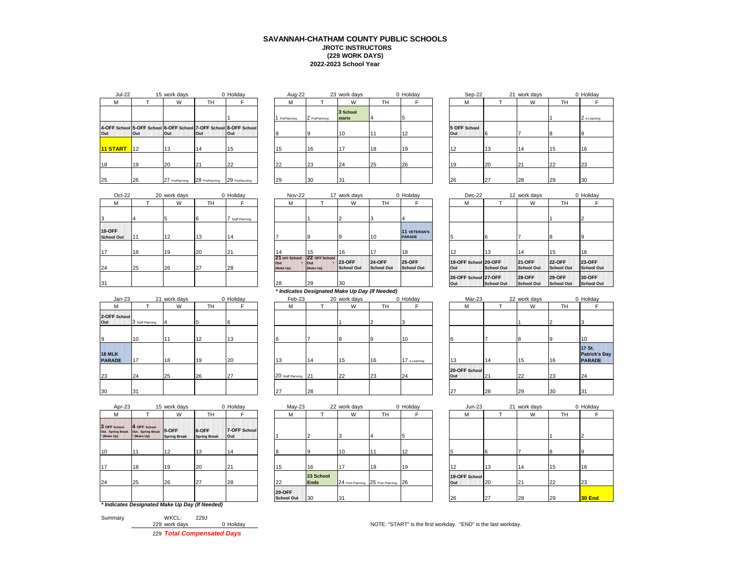# SAVANNAH-CHATHAM COUNTY PUBLIC SCHOOLS

**JROTC INSTRUCTORS**

**(229 WORK DAYS)**

**2022-2023 School Year**

Jul-22 — 15 work days — 0 Holiday

| M | T | W | TH | F |
|---|---|---|---|---|
| | | | | 1 |
| 4-OFF School Out | 5-OFF School Out | 6-OFF School Out | 7-OFF School Out | 8-OFF School Out |
| **11 START** | 12 | 13 | 14 | 15 |
| 18 | 19 | 20 | 21 | 22 |
| 25 | 26 | 27 PrePlanning | 28 PrePlanning | 29 PrePlanning |

Aug-22 — 23 work days — 0 Holiday

| M | T | W | TH | F |
|---|---|---|---|---|
| 1 PrePlanning | 2 PrePlanning | 3 School starts | 4 | 5 |
| 8 | 9 | 10 | 11 | 12 |
| 15 | 16 | 17 | 18 | 19 |
| 22 | 23 | 24 | 25 | 26 |
| 29 | 30 | 31 | | |

Sep-22 — 21 work days — 0 Holiday

| M | T | W | TH | F |
|---|---|---|---|---|
| | | | 1 | 2 e-Learning |
| 5 OFF School Out | 6 | 7 | 8 | 9 |
| 12 | 13 | 14 | 15 | 16 |
| 19 | 20 | 21 | 22 | 23 |
| 26 | 27 | 28 | 29 | 30 |

Oct-22 — 20 work days — 0 Holiday

| M | T | W | TH | F |
|---|---|---|---|---|
| 3 | 4 | 5 | 6 | 7 Staff Planning |
| 10-OFF School Out | 11 | 12 | 13 | 14 |
| 17 | 18 | 19 | 20 | 21 |
| 24 | 25 | 26 | 27 | 28 |
| 31 | | | | |

Nov-22 — 17 work days — 0 Holiday

| M | T | W | TH | F |
|---|---|---|---|---|
| | 1 | 2 | 3 | 4 |
| 7 | 8 | 9 | 10 | 11 VETERAN'S PARADE |
| 14 | 15 | 16 | 17 | 18 |
| 21 OFF School Out * (Make Up) | 22 OFF School Out * (Make Up) | 23-OFF School Out | 24-OFF School Out | 25-OFF School Out |
| 28 | 29 | 30 | | |

*\* Indicates Designated Make Up Day (If Needed)*

Dec-22 — 12 work days — 0 Holiday

| M | T | W | TH | F |
|---|---|---|---|---|
| | | | 1 | 2 |
| 5 | 6 | 7 | 8 | 9 |
| 12 | 13 | 14 | 15 | 16 |
| 19-OFF School Out | 20-OFF School Out | 21-OFF School Out | 22-OFF School Out | 23-OFF School Out |
| 26-OFF School Out | 27-OFF School Out | 28-OFF School Out | 29-OFF School Out | 30-OFF School Out |

Jan-23 — 21 work days — 0 Holiday

| M | T | W | TH | F |
|---|---|---|---|---|
| 2-OFF School Out | 3 Staff Planning | 4 | 5 | 6 |
| 9 | 10 | 11 | 12 | 13 |
| 16 MLK PARADE | 17 | 18 | 19 | 20 |
| 23 | 24 | 25 | 26 | 27 |
| 30 | 31 | | | |

Feb-23 — 20 work days — 0 Holiday

| M | T | W | TH | F |
|---|---|---|---|---|
| | | 1 | 2 | 3 |
| 6 | 7 | 8 | 9 | 10 |
| 13 | 14 | 15 | 16 | 17 e-Learning |
| 20 Staff Planning | 21 | 22 | 23 | 24 |
| 27 | 28 | | | |

Mar-23 — 22 work days — 0 Holiday

| M | T | W | TH | F |
|---|---|---|---|---|
| | | 1 | 2 | 3 |
| 6 | 7 | 8 | 9 | 10 |
| 13 | 14 | 15 | 16 | 17 St. Patrick's Day PARADE |
| 20-OFF School Out | 21 | 22 | 23 | 24 |
| 27 | 28 | 29 | 30 | 31 |

Apr-23 — 15 work days — 0 Holiday

| M | T | W | TH | F |
|---|---|---|---|---|
| 3 OFF School Out. Spring Break * (Make Up) | 4 OFF School Out. Spring Break * (Make Up) | 5-OFF Spring Break | 6-OFF Spring Break | 7-OFF School Out |
| 10 | 11 | 12 | 13 | 14 |
| 17 | 18 | 19 | 20 | 21 |
| 24 | 25 | 26 | 27 | 28 |

*\* Indicates Designated Make Up Day (If Needed)*

May-23 — 22 work days — 0 Holiday

| M | T | W | TH | F |
|---|---|---|---|---|
| 1 | 2 | 3 | 4 | 5 |
| 8 | 9 | 10 | 11 | 12 |
| 15 | 16 | 17 | 18 | 19 |
| 22 | 23 School Ends | 24 Post Planning | 25 Post Planning | 26 |
| 29-OFF School Out | 30 | 31 | | |

Jun-23 — 21 work days — 0 Holiday

| M | T | W | TH | F |
|---|---|---|---|---|
| | | | 1 | 2 |
| 5 | 6 | 7 | 8 | 9 |
| 12 | 13 | 14 | 15 | 16 |
| 19-OFF School Out | 20 | 21 | 22 | 23 |
| 26 | 27 | 28 | 29 | **30 End** |

Summary — WKCL: 229J

229 work days — 0 Holiday

229 ***Total Compensated Days***

NOTE: "START" is the first workday. "END" is the last workday.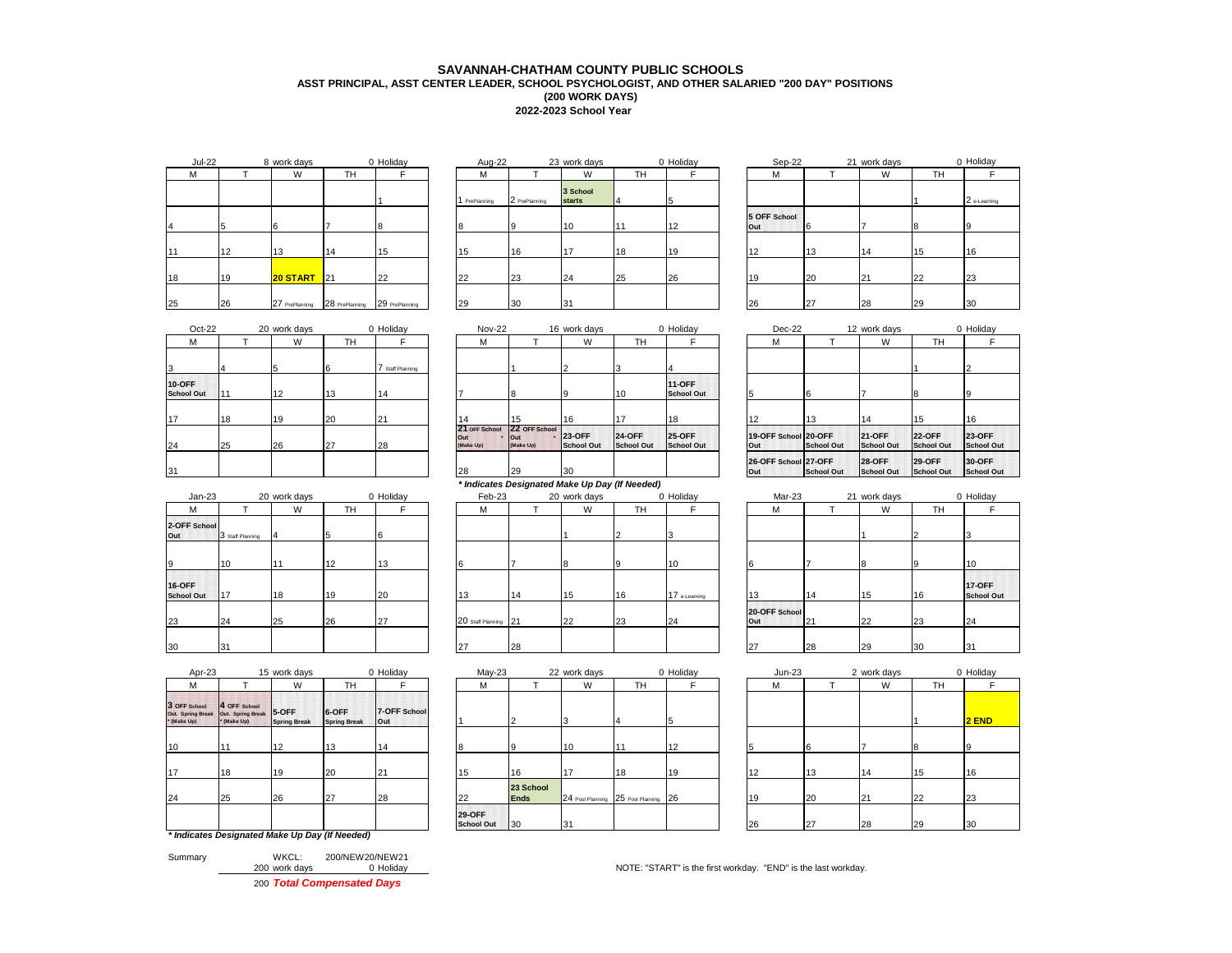# SAVANNAH-CHATHAM COUNTY PUBLIC SCHOOLS

**ASST PRINCIPAL, ASST CENTER LEADER, SCHOOL PSYCHOLOGIST, AND OTHER SALARIED "200 DAY" POSITIONS**

**(200 WORK DAYS)**

**2022-2023 School Year**

**Jul-22** — 8 work days — 0 Holiday

| M | T | W | TH | F |
|---|---|---|---|---|
| | | | | 1 |
| 4 | 5 | 6 | 7 | 8 |
| 11 | 12 | 13 | 14 | 15 |
| 18 | 19 | **20 START** | 21 | 22 |
| 25 | 26 | 27 PrePlanning | 28 PrePlanning | 29 PrePlanning |

**Aug-22** — 23 work days — 0 Holiday

| M | T | W | TH | F |
|---|---|---|---|---|
| 1 PrePlanning | 2 PrePlanning | **3 School starts** | 4 | 5 |
| 8 | 9 | 10 | 11 | 12 |
| 15 | 16 | 17 | 18 | 19 |
| 22 | 23 | 24 | 25 | 26 |
| 29 | 30 | 31 | | |

**Sep-22** — 21 work days — 0 Holiday

| M | T | W | TH | F |
|---|---|---|---|---|
| | | | 1 | 2 e-Learning |
| **5 OFF School Out** | 6 | 7 | 8 | 9 |
| 12 | 13 | 14 | 15 | 16 |
| 19 | 20 | 21 | 22 | 23 |
| 26 | 27 | 28 | 29 | 30 |

**Oct-22** — 20 work days — 0 Holiday

| M | T | W | TH | F |
|---|---|---|---|---|
| 3 | 4 | 5 | 6 | 7 Staff Planning |
| **10-OFF School Out** | 11 | 12 | 13 | 14 |
| 17 | 18 | 19 | 20 | 21 |
| 24 | 25 | 26 | 27 | 28 |
| 31 | | | | |

**Nov-22** — 16 work days — 0 Holiday

| M | T | W | TH | F |
|---|---|---|---|---|
| | 1 | 2 | 3 | 4 |
| 7 | 8 | 9 | 10 | **11-OFF School Out** |
| 14 | 15 | 16 | 17 | 18 |
| **21 OFF School Out * (Make Up)** | **22 OFF School Out * (Make Up)** | **23-OFF School Out** | **24-OFF School Out** | **25-OFF School Out** |
| 28 | 29 | 30 | | |

*** Indicates Designated Make Up Day (If Needed)**

**Dec-22** — 12 work days — 0 Holiday

| M | T | W | TH | F |
|---|---|---|---|---|
| | | | 1 | 2 |
| 5 | 6 | 7 | 8 | 9 |
| 12 | 13 | 14 | 15 | 16 |
| **19-OFF School Out** | **20-OFF School Out** | **21-OFF School Out** | **22-OFF School Out** | **23-OFF School Out** |
| **26-OFF School Out** | **27-OFF School Out** | **28-OFF School Out** | **29-OFF School Out** | **30-OFF School Out** |

**Jan-23** — 20 work days — 0 Holiday

| M | T | W | TH | F |
|---|---|---|---|---|
| **2-OFF School Out** | 3 Staff Planning | 4 | 5 | 6 |
| 9 | 10 | 11 | 12 | 13 |
| **16-OFF School Out** | 17 | 18 | 19 | 20 |
| 23 | 24 | 25 | 26 | 27 |
| 30 | 31 | | | |

**Feb-23** — 20 work days — 0 Holiday

| M | T | W | TH | F |
|---|---|---|---|---|
| | | 1 | 2 | 3 |
| 6 | 7 | 8 | 9 | 10 |
| 13 | 14 | 15 | 16 | 17 e-Learning |
| 20 Staff Planning | 21 | 22 | 23 | 24 |
| 27 | 28 | | | |

**Mar-23** — 21 work days — 0 Holiday

| M | T | W | TH | F |
|---|---|---|---|---|
| | | 1 | 2 | 3 |
| 6 | 7 | 8 | 9 | 10 |
| 13 | 14 | 15 | 16 | **17-OFF School Out** |
| **20-OFF School Out** | 21 | 22 | 23 | 24 |
| 27 | 28 | 29 | 30 | 31 |

**Apr-23** — 15 work days — 0 Holiday

| M | T | W | TH | F |
|---|---|---|---|---|
| **3 OFF School Out. Spring Break * (Make Up)** | **4 OFF School Out. Spring Break * (Make Up)** | **5-OFF Spring Break** | **6-OFF Spring Break** | **7-OFF School Out** |
| 10 | 11 | 12 | 13 | 14 |
| 17 | 18 | 19 | 20 | 21 |
| 24 | 25 | 26 | 27 | 28 |

*** Indicates Designated Make Up Day (If Needed)**

**May-23** — 22 work days — 0 Holiday

| M | T | W | TH | F |
|---|---|---|---|---|
| 1 | 2 | 3 | 4 | 5 |
| 8 | 9 | 10 | 11 | 12 |
| 15 | 16 | 17 | 18 | 19 |
| 22 | **23 School Ends** | 24 Post Planning | 25 Post Planning | 26 |
| **29-OFF School Out** | 30 | 31 | | |

**Jun-23** — 2 work days — 0 Holiday

| M | T | W | TH | F |
|---|---|---|---|---|
| | | | 1 | **2 END** |
| 5 | 6 | 7 | 8 | 9 |
| 12 | 13 | 14 | 15 | 16 |
| 19 | 20 | 21 | 22 | 23 |
| 26 | 27 | 28 | 29 | 30 |

Summary — WKCL: 200/NEW20/NEW21

200 work days — 0 Holiday

200 ***Total Compensated Days***

NOTE: "START" is the first workday. "END" is the last workday.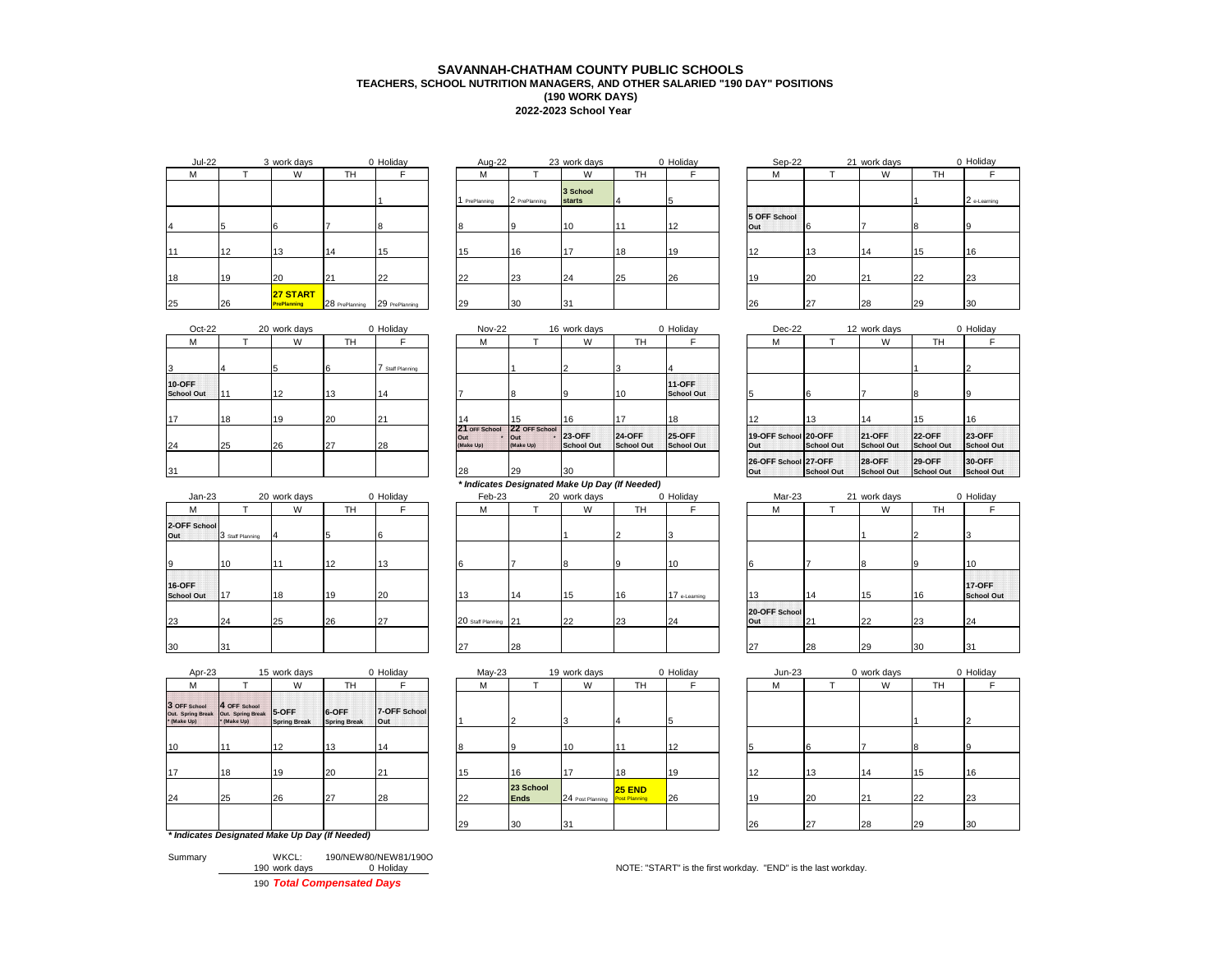# SAVANNAH-CHATHAM COUNTY PUBLIC SCHOOLS

## TEACHERS, SCHOOL NUTRITION MANAGERS, AND OTHER SALARIED "190 DAY" POSITIONS

### (190 WORK DAYS)

### 2022-2023 School Year

**Jul-22** — 3 work days — 0 Holiday

| M | T | W | TH | F |
|---|---|---|---|---|
| | | | | 1 |
| 4 | 5 | 6 | 7 | 8 |
| 11 | 12 | 13 | 14 | 15 |
| 18 | 19 | 20 | 21 | 22 |
| 25 | 26 | 27 START PrePlanning | 28 PrePlanning | 29 PrePlanning |

**Aug-22** — 23 work days — 0 Holiday

| M | T | W | TH | F |
|---|---|---|---|---|
| 1 PrePlanning | 2 PrePlanning | 3 School starts | 4 | 5 |
| 8 | 9 | 10 | 11 | 12 |
| 15 | 16 | 17 | 18 | 19 |
| 22 | 23 | 24 | 25 | 26 |
| 29 | 30 | 31 | | |

**Sep-22** — 21 work days — 0 Holiday

| M | T | W | TH | F |
|---|---|---|---|---|
| | | | 1 | 2 e-Learning |
| 5 OFF School Out | 6 | 7 | 8 | 9 |
| 12 | 13 | 14 | 15 | 16 |
| 19 | 20 | 21 | 22 | 23 |
| 26 | 27 | 28 | 29 | 30 |

**Oct-22** — 20 work days — 0 Holiday

| M | T | W | TH | F |
|---|---|---|---|---|
| 3 | 4 | 5 | 6 | 7 Staff Planning |
| 10-OFF School Out | 11 | 12 | 13 | 14 |
| 17 | 18 | 19 | 20 | 21 |
| 24 | 25 | 26 | 27 | 28 |
| 31 | | | | |

**Nov-22** — 16 work days — 0 Holiday

| M | T | W | TH | F |
|---|---|---|---|---|
| | 1 | 2 | 3 | 4 |
| 7 | 8 | 9 | 10 | 11-OFF School Out |
| 14 | 15 | 16 | 17 | 18 |
| 21 OFF School Out * (Make Up) | 22 OFF School Out * (Make Up) | 23-OFF School Out | 24-OFF School Out | 25-OFF School Out |
| 28 | 29 | 30 | | |

**Dec-22** — 12 work days — 0 Holiday

| M | T | W | TH | F |
|---|---|---|---|---|
| | | | 1 | 2 |
| 5 | 6 | 7 | 8 | 9 |
| 12 | 13 | 14 | 15 | 16 |
| 19-OFF School Out | 20-OFF School Out | 21-OFF School Out | 22-OFF School Out | 23-OFF School Out |
| 26-OFF School Out | 27-OFF School Out | 28-OFF School Out | 29-OFF School Out | 30-OFF School Out |

*** Indicates Designated Make Up Day (If Needed)***

**Jan-23** — 20 work days — 0 Holiday

| M | T | W | TH | F |
|---|---|---|---|---|
| 2-OFF School Out | 3 Staff Planning | 4 | 5 | 6 |
| 9 | 10 | 11 | 12 | 13 |
| 16-OFF School Out | 17 | 18 | 19 | 20 |
| 23 | 24 | 25 | 26 | 27 |
| 30 | 31 | | | |

**Feb-23** — 20 work days — 0 Holiday

| M | T | W | TH | F |
|---|---|---|---|---|
| | | 1 | 2 | 3 |
| 6 | 7 | 8 | 9 | 10 |
| 13 | 14 | 15 | 16 | 17 e-Learning |
| 20 Staff Planning | 21 | 22 | 23 | 24 |
| 27 | 28 | | | |

**Mar-23** — 21 work days — 0 Holiday

| M | T | W | TH | F |
|---|---|---|---|---|
| | | 1 | 2 | 3 |
| 6 | 7 | 8 | 9 | 10 |
| 13 | 14 | 15 | 16 | 17-OFF School Out |
| 20-OFF School Out | 21 | 22 | 23 | 24 |
| 27 | 28 | 29 | 30 | 31 |

**Apr-23** — 15 work days — 0 Holiday

| M | T | W | TH | F |
|---|---|---|---|---|
| 3 OFF School Out. Spring Break * (Make Up) | 4 OFF School Out. Spring Break * (Make Up) | 5-OFF Spring Break | 6-OFF Spring Break | 7-OFF School Out |
| 10 | 11 | 12 | 13 | 14 |
| 17 | 18 | 19 | 20 | 21 |
| 24 | 25 | 26 | 27 | 28 |
| | | | | |

*** Indicates Designated Make Up Day (If Needed)***

**May-23** — 19 work days — 0 Holiday

| M | T | W | TH | F |
|---|---|---|---|---|
| 1 | 2 | 3 | 4 | 5 |
| 8 | 9 | 10 | 11 | 12 |
| 15 | 16 | 17 | 18 | 19 |
| 22 | 23 School Ends | 24 Post Planning | 25 END Post Planning | 26 |
| 29 | 30 | 31 | | |

**Jun-23** — 0 work days — 0 Holiday

| M | T | W | TH | F |
|---|---|---|---|---|
| | | | 1 | 2 |
| 5 | 6 | 7 | 8 | 9 |
| 12 | 13 | 14 | 15 | 16 |
| 19 | 20 | 21 | 22 | 23 |
| 26 | 27 | 28 | 29 | 30 |

Summary

WKCL: 190/NEW80/NEW81/190O

190 work days — 0 Holiday

190 ***Total Compensated Days***

NOTE: "START" is the first workday. "END" is the last workday.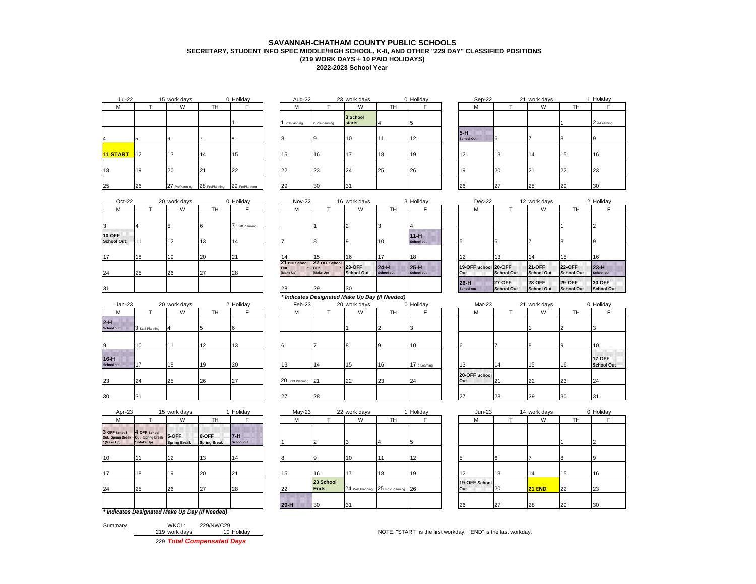# SAVANNAH-CHATHAM COUNTY PUBLIC SCHOOLS

## SECRETARY, STUDENT INFO SPEC MIDDLE/HIGH SCHOOL, K-8, AND OTHER "229 DAY" CLASSIFIED POSITIONS

### (219 WORK DAYS + 10 PAID HOLIDAYS)

### 2022-2023 School Year

**Jul-22** — 15 work days — 0 Holiday

| M | T | W | TH | F |
|---|---|---|---|---|
| | | | | 1 |
| 4 | 5 | 6 | 7 | 8 |
| **11 START** | 12 | 13 | 14 | 15 |
| 18 | 19 | 20 | 21 | 22 |
| 25 | 26 | 27 PrePlanning | 28 PrePlanning | 29 PrePlanning |

**Aug-22** — 23 work days — 0 Holiday

| M | T | W | TH | F |
|---|---|---|---|---|
| 1 PrePlanning | 2 PrePlanning | 3 School starts | 4 | 5 |
| 8 | 9 | 10 | 11 | 12 |
| 15 | 16 | 17 | 18 | 19 |
| 22 | 23 | 24 | 25 | 26 |
| 29 | 30 | 31 | | |

**Sep-22** — 21 work days — 1 Holiday

| M | T | W | TH | F |
|---|---|---|---|---|
| | | | 1 | 2 e-Learning |
| 5-H School Out | 6 | 7 | 8 | 9 |
| 12 | 13 | 14 | 15 | 16 |
| 19 | 20 | 21 | 22 | 23 |
| 26 | 27 | 28 | 29 | 30 |

**Oct-22** — 20 work days — 0 Holiday

| M | T | W | TH | F |
|---|---|---|---|---|
| 3 | 4 | 5 | 6 | 7 Staff Planning |
| 10-OFF School Out | 11 | 12 | 13 | 14 |
| 17 | 18 | 19 | 20 | 21 |
| 24 | 25 | 26 | 27 | 28 |
| 31 | | | | |

**Nov-22** — 16 work days — 3 Holiday

| M | T | W | TH | F |
|---|---|---|---|---|
| | 1 | 2 | 3 | 4 |
| 7 | 8 | 9 | 10 | 11-H School out |
| 14 | 15 | 16 | 17 | 18 |
| 21 OFF School Out * (Make Up) | 22 OFF School Out * (Make Up) | 23-OFF School Out | 24-H School out | 25-H School out |
| 28 | 29 | 30 | | |

**Dec-22** — 12 work days — 2 Holiday

| M | T | W | TH | F |
|---|---|---|---|---|
| | | | 1 | 2 |
| 5 | 6 | 7 | 8 | 9 |
| 12 | 13 | 14 | 15 | 16 |
| 19-OFF School Out | 20-OFF School Out | 21-OFF School Out | 22-OFF School Out | 23-H School out |
| 26-H School out | 27-OFF School Out | 28-OFF School Out | 29-OFF School Out | 30-OFF School Out |

*** Indicates Designated Make Up Day (If Needed)**

**Jan-23** — 20 work days — 2 Holiday

| M | T | W | TH | F |
|---|---|---|---|---|
| 2-H School out | 3 Staff Planning | 4 | 5 | 6 |
| 9 | 10 | 11 | 12 | 13 |
| 16-H School out | 17 | 18 | 19 | 20 |
| 23 | 24 | 25 | 26 | 27 |
| 30 | 31 | | | |

**Feb-23** — 20 work days — 0 Holiday

| M | T | W | TH | F |
|---|---|---|---|---|
| | | 1 | 2 | 3 |
| 6 | 7 | 8 | 9 | 10 |
| 13 | 14 | 15 | 16 | 17 e-Learning |
| 20 Staff Planning | 21 | 22 | 23 | 24 |
| 27 | 28 | | | |

**Mar-23** — 21 work days — 0 Holiday

| M | T | W | TH | F |
|---|---|---|---|---|
| | | 1 | 2 | 3 |
| 6 | 7 | 8 | 9 | 10 |
| 13 | 14 | 15 | 16 | 17-OFF School Out |
| 20-OFF School Out | 21 | 22 | 23 | 24 |
| 27 | 28 | 29 | 30 | 31 |

**Apr-23** — 15 work days — 1 Holiday

| M | T | W | TH | F |
|---|---|---|---|---|
| 3 OFF School Out. Spring Break * (Make Up) | 4 OFF School Out. Spring Break * (Make Up) | 5-OFF Spring Break | 6-OFF Spring Break | 7-H School out |
| 10 | 11 | 12 | 13 | 14 |
| 17 | 18 | 19 | 20 | 21 |
| 24 | 25 | 26 | 27 | 28 |

*** Indicates Designated Make Up Day (If Needed)**

**May-23** — 22 work days — 1 Holiday

| M | T | W | TH | F |
|---|---|---|---|---|
| 1 | 2 | 3 | 4 | 5 |
| 8 | 9 | 10 | 11 | 12 |
| 15 | 16 | 17 | 18 | 19 |
| 22 | 23 School Ends | 24 Post Planning | 25 Post Planning | 26 |
| 29-H | 30 | 31 | | |

**Jun-23** — 14 work days — 0 Holiday

| M | T | W | TH | F |
|---|---|---|---|---|
| | | | 1 | 2 |
| 5 | 6 | 7 | 8 | 9 |
| 12 | 13 | 14 | 15 | 16 |
| 19-OFF School Out | 20 | **21 END** | 22 | 23 |
| 26 | 27 | 28 | 29 | 30 |

Summary — WKCL: 229/NWC29

219 work days — 10 Holiday

229 ***Total Compensated Days***

NOTE: "START" is the first workday. "END" is the last workday.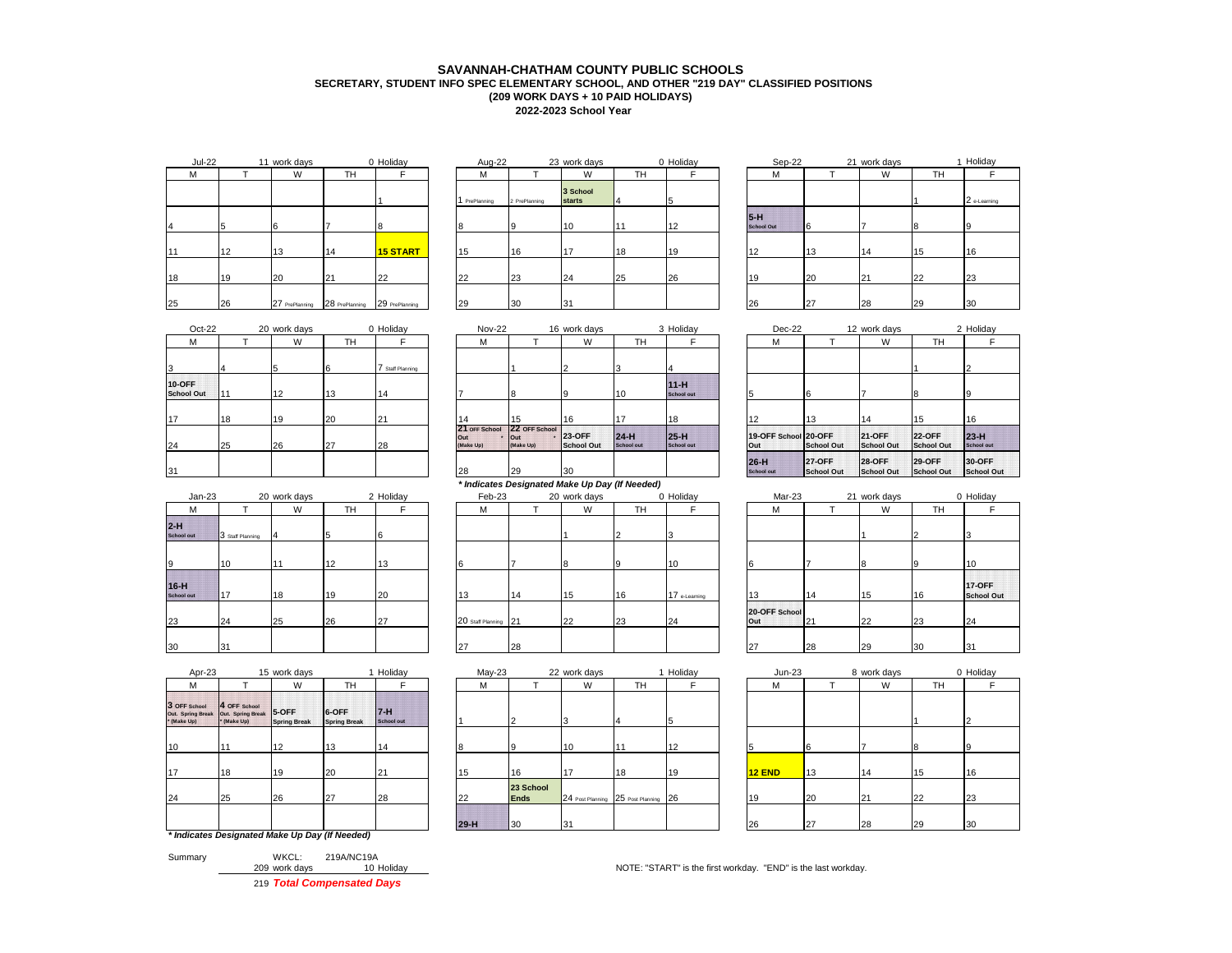# SAVANNAH-CHATHAM COUNTY PUBLIC SCHOOLS

## SECRETARY, STUDENT INFO SPEC ELEMENTARY SCHOOL, AND OTHER "219 DAY" CLASSIFIED POSITIONS

### (209 WORK DAYS + 10 PAID HOLIDAYS)

### 2022-2023 School Year

**Jul-22** — 11 work days — 0 Holiday

| M | T | W | TH | F |
|---|---|---|---|---|
| | | | | 1 |
| 4 | 5 | 6 | 7 | 8 |
| 11 | 12 | 13 | 14 | **15 START** |
| 18 | 19 | 20 | 21 | 22 |
| 25 | 26 | 27 PrePlanning | 28 PrePlanning | 29 PrePlanning |

**Aug-22** — 23 work days — 0 Holiday

| M | T | W | TH | F |
|---|---|---|---|---|
| 1 PrePlanning | 2 PrePlanning | 3 School starts | 4 | 5 |
| 8 | 9 | 10 | 11 | 12 |
| 15 | 16 | 17 | 18 | 19 |
| 22 | 23 | 24 | 25 | 26 |
| 29 | 30 | 31 | | |

**Sep-22** — 21 work days — 1 Holiday

| M | T | W | TH | F |
|---|---|---|---|---|
| | | | 1 | 2 e-Learning |
| 5-H School Out | 6 | 7 | 8 | 9 |
| 12 | 13 | 14 | 15 | 16 |
| 19 | 20 | 21 | 22 | 23 |
| 26 | 27 | 28 | 29 | 30 |

**Oct-22** — 20 work days — 0 Holiday

| M | T | W | TH | F |
|---|---|---|---|---|
| 3 | 4 | 5 | 6 | 7 Staff Planning |
| 10-OFF School Out | 11 | 12 | 13 | 14 |
| 17 | 18 | 19 | 20 | 21 |
| 24 | 25 | 26 | 27 | 28 |
| 31 | | | | |

**Nov-22** — 16 work days — 3 Holiday

| M | T | W | TH | F |
|---|---|---|---|---|
| | 1 | 2 | 3 | 4 |
| 7 | 8 | 9 | 10 | 11-H School out |
| 14 | 15 | 16 | 17 | 18 |
| 21 OFF School Out * (Make Up) | 22 OFF School Out * (Make Up) | 23-OFF School Out | 24-H School out | 25-H School out |
| 28 | 29 | 30 | | |

*** Indicates Designated Make Up Day (If Needed)**

**Dec-22** — 12 work days — 2 Holiday

| M | T | W | TH | F |
|---|---|---|---|---|
| | | | 1 | 2 |
| 5 | 6 | 7 | 8 | 9 |
| 12 | 13 | 14 | 15 | 16 |
| 19-OFF School Out | 20-OFF School Out | 21-OFF School Out | 22-OFF School Out | 23-H School out |
| 26-H School out | 27-OFF School Out | 28-OFF School Out | 29-OFF School Out | 30-OFF School Out |

**Jan-23** — 20 work days — 2 Holiday

| M | T | W | TH | F |
|---|---|---|---|---|
| 2-H School out | 3 Staff Planning | 4 | 5 | 6 |
| 9 | 10 | 11 | 12 | 13 |
| 16-H School out | 17 | 18 | 19 | 20 |
| 23 | 24 | 25 | 26 | 27 |
| 30 | 31 | | | |

**Feb-23** — 20 work days — 0 Holiday

| M | T | W | TH | F |
|---|---|---|---|---|
| | | 1 | 2 | 3 |
| 6 | 7 | 8 | 9 | 10 |
| 13 | 14 | 15 | 16 | 17 e-Learning |
| 20 Staff Planning | 21 | 22 | 23 | 24 |
| 27 | 28 | | | |

**Mar-23** — 21 work days — 0 Holiday

| M | T | W | TH | F |
|---|---|---|---|---|
| | | 1 | 2 | 3 |
| 6 | 7 | 8 | 9 | 10 |
| 13 | 14 | 15 | 16 | 17-OFF School Out |
| 20-OFF School Out | 21 | 22 | 23 | 24 |
| 27 | 28 | 29 | 30 | 31 |

**Apr-23** — 15 work days — 1 Holiday

| M | T | W | TH | F |
|---|---|---|---|---|
| 3 OFF School Out. Spring Break * (Make Up) | 4 OFF School Out. Spring Break * (Make Up) | 5-OFF Spring Break | 6-OFF Spring Break | 7-H School out |
| 10 | 11 | 12 | 13 | 14 |
| 17 | 18 | 19 | 20 | 21 |
| 24 | 25 | 26 | 27 | 28 |
| | | | | |

*** Indicates Designated Make Up Day (If Needed)**

**May-23** — 22 work days — 1 Holiday

| M | T | W | TH | F |
|---|---|---|---|---|
| 1 | 2 | 3 | 4 | 5 |
| 8 | 9 | 10 | 11 | 12 |
| 15 | 16 | 17 | 18 | 19 |
| 22 | 23 School Ends | 24 Post Planning | 25 Post Planning | 26 |
| 29-H | 30 | 31 | | |

**Jun-23** — 8 work days — 0 Holiday

| M | T | W | TH | F |
|---|---|---|---|---|
| | | | 1 | 2 |
| 5 | 6 | 7 | 8 | 9 |
| **12 END** | 13 | 14 | 15 | 16 |
| 19 | 20 | 21 | 22 | 23 |
| 26 | 27 | 28 | 29 | 30 |

Summary — WKCL: 219A/NC19A

209 work days — 10 Holiday

219 ***Total Compensated Days***

NOTE: "START" is the first workday. "END" is the last workday.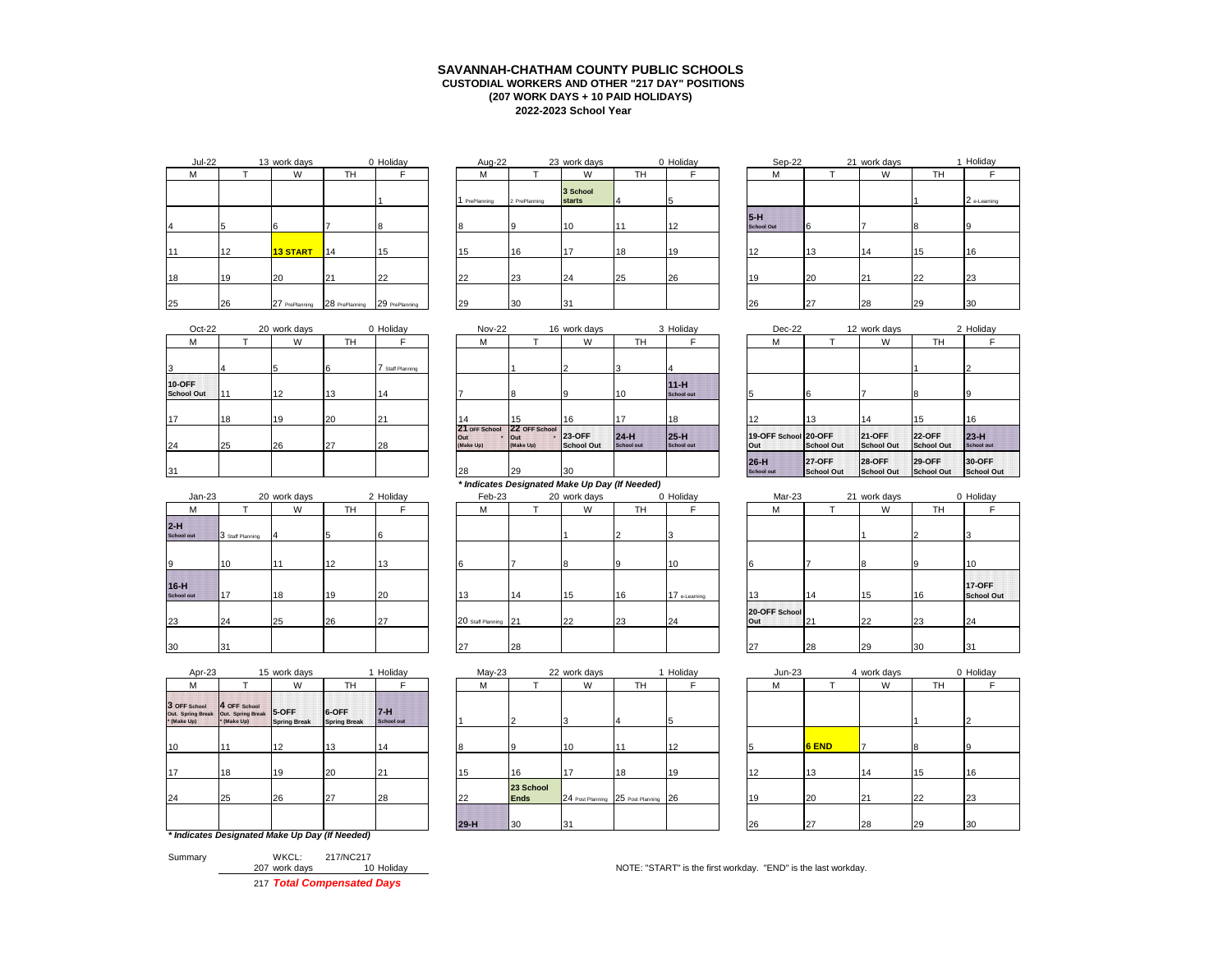# SAVANNAH-CHATHAM COUNTY PUBLIC SCHOOLS

**CUSTODIAL WORKERS AND OTHER "217 DAY" POSITIONS**

**(207 WORK DAYS + 10 PAID HOLIDAYS)**

**2022-2023 School Year**

**Jul-22** — 13 work days — 0 Holiday

| M | T | W | TH | F |
|---|---|---|---|---|
| | | | | 1 |
| 4 | 5 | 6 | 7 | 8 |
| 11 | 12 | **13 START** | 14 | 15 |
| 18 | 19 | 20 | 21 | 22 |
| 25 | 26 | 27 PrePlanning | 28 PrePlanning | 29 PrePlanning |

**Aug-22** — 23 work days — 0 Holiday

| M | T | W | TH | F |
|---|---|---|---|---|
| 1 PrePlanning | 2 PrePlanning | 3 School starts | 4 | 5 |
| 8 | 9 | 10 | 11 | 12 |
| 15 | 16 | 17 | 18 | 19 |
| 22 | 23 | 24 | 25 | 26 |
| 29 | 30 | 31 | | |

**Sep-22** — 21 work days — 1 Holiday

| M | T | W | TH | F |
|---|---|---|---|---|
| | | | 1 | 2 e-Learning |
| 5-H School Out | 6 | 7 | 8 | 9 |
| 12 | 13 | 14 | 15 | 16 |
| 19 | 20 | 21 | 22 | 23 |
| 26 | 27 | 28 | 29 | 30 |

**Oct-22** — 20 work days — 0 Holiday

| M | T | W | TH | F |
|---|---|---|---|---|
| 3 | 4 | 5 | 6 | 7 Staff Planning |
| 10-OFF School Out | 11 | 12 | 13 | 14 |
| 17 | 18 | 19 | 20 | 21 |
| 24 | 25 | 26 | 27 | 28 |
| 31 | | | | |

**Nov-22** — 16 work days — 3 Holiday

| M | T | W | TH | F |
|---|---|---|---|---|
| | 1 | 2 | 3 | 4 |
| 7 | 8 | 9 | 10 | 11-H School out |
| 14 | 15 | 16 | 17 | 18 |
| 21 OFF School Out * (Make Up) | 22 OFF School Out * (Make Up) | 23-OFF School Out | 24-H School out | 25-H School out |
| 28 | 29 | 30 | | |

*** Indicates Designated Make Up Day (If Needed)**

**Dec-22** — 12 work days — 2 Holiday

| M | T | W | TH | F |
|---|---|---|---|---|
| | | | 1 | 2 |
| 5 | 6 | 7 | 8 | 9 |
| 12 | 13 | 14 | 15 | 16 |
| 19-OFF School Out | 20-OFF School Out | 21-OFF School Out | 22-OFF School Out | 23-H School out |
| 26-H School out | 27-OFF School Out | 28-OFF School Out | 29-OFF School Out | 30-OFF School Out |

**Jan-23** — 20 work days — 2 Holiday

| M | T | W | TH | F |
|---|---|---|---|---|
| 2-H School out | 3 Staff Planning | 4 | 5 | 6 |
| 9 | 10 | 11 | 12 | 13 |
| 16-H School out | 17 | 18 | 19 | 20 |
| 23 | 24 | 25 | 26 | 27 |
| 30 | 31 | | | |

**Feb-23** — 20 work days — 0 Holiday

| M | T | W | TH | F |
|---|---|---|---|---|
| | | 1 | 2 | 3 |
| 6 | 7 | 8 | 9 | 10 |
| 13 | 14 | 15 | 16 | 17 e-Learning |
| 20 Staff Planning | 21 | 22 | 23 | 24 |
| 27 | 28 | | | |

**Mar-23** — 21 work days — 0 Holiday

| M | T | W | TH | F |
|---|---|---|---|---|
| | | 1 | 2 | 3 |
| 6 | 7 | 8 | 9 | 10 |
| 13 | 14 | 15 | 16 | 17-OFF School Out |
| 20-OFF School Out | 21 | 22 | 23 | 24 |
| 27 | 28 | 29 | 30 | 31 |

**Apr-23** — 15 work days — 1 Holiday

| M | T | W | TH | F |
|---|---|---|---|---|
| 3 OFF School Out. Spring Break * (Make Up) | 4 OFF School Out. Spring Break * (Make Up) | 5-OFF Spring Break | 6-OFF Spring Break | 7-H School out |
| 10 | 11 | 12 | 13 | 14 |
| 17 | 18 | 19 | 20 | 21 |
| 24 | 25 | 26 | 27 | 28 |

*** Indicates Designated Make Up Day (If Needed)**

**May-23** — 22 work days — 1 Holiday

| M | T | W | TH | F |
|---|---|---|---|---|
| 1 | 2 | 3 | 4 | 5 |
| 8 | 9 | 10 | 11 | 12 |
| 15 | 16 | 17 | 18 | 19 |
| 22 | 23 School Ends | 24 Post Planning | 25 Post Planning | 26 |
| 29-H | 30 | 31 | | |

**Jun-23** — 4 work days — 0 Holiday

| M | T | W | TH | F |
|---|---|---|---|---|
| | | | 1 | 2 |
| 5 | **6 END** | 7 | 8 | 9 |
| 12 | 13 | 14 | 15 | 16 |
| 19 | 20 | 21 | 22 | 23 |
| 26 | 27 | 28 | 29 | 30 |

Summary — WKCL: 217/NC217

207 work days — 10 Holiday

217 ***Total Compensated Days***

NOTE: "START" is the first workday. "END" is the last workday.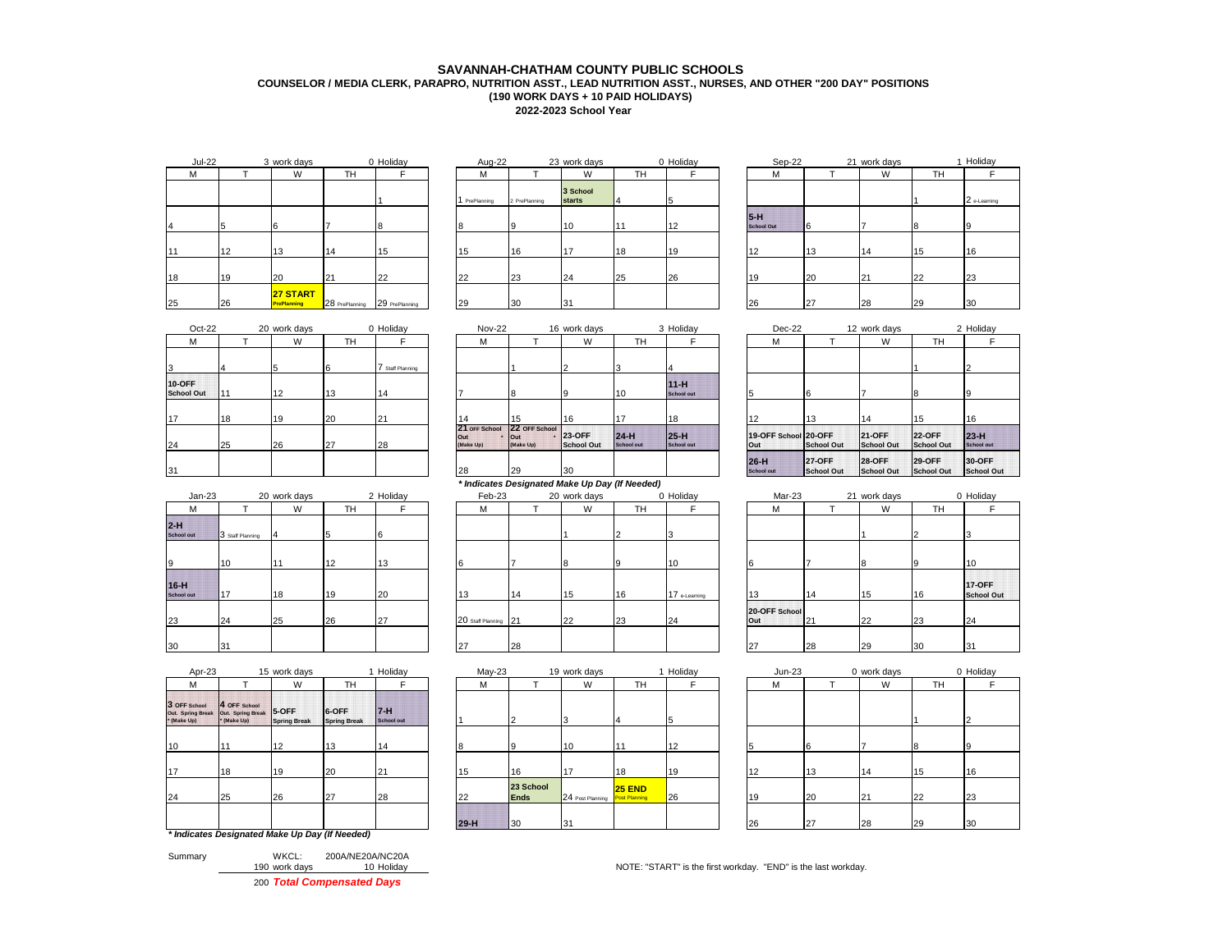# SAVANNAH-CHATHAM COUNTY PUBLIC SCHOOLS

## COUNSELOR / MEDIA CLERK, PARAPRO, NUTRITION ASST., LEAD NUTRITION ASST., NURSES, AND OTHER "200 DAY" POSITIONS

### (190 WORK DAYS + 10 PAID HOLIDAYS)

### 2022-2023 School Year

**Jul-22** — 3 work days — 0 Holiday

| M | T | W | TH | F |
|---|---|---|---|---|
| | | | | 1 |
| 4 | 5 | 6 | 7 | 8 |
| 11 | 12 | 13 | 14 | 15 |
| 18 | 19 | 20 | 21 | 22 |
| 25 | 26 | 27 START PrePlanning | 28 PrePlanning | 29 PrePlanning |

**Aug-22** — 23 work days — 0 Holiday

| M | T | W | TH | F |
|---|---|---|---|---|
| 1 PrePlanning | 2 PrePlanning | 3 School starts | 4 | 5 |
| 8 | 9 | 10 | 11 | 12 |
| 15 | 16 | 17 | 18 | 19 |
| 22 | 23 | 24 | 25 | 26 |
| 29 | 30 | 31 | | |

**Sep-22** — 21 work days — 1 Holiday

| M | T | W | TH | F |
|---|---|---|---|---|
| | | | 1 | 2 e-Learning |
| 5-H School Out | 6 | 7 | 8 | 9 |
| 12 | 13 | 14 | 15 | 16 |
| 19 | 20 | 21 | 22 | 23 |
| 26 | 27 | 28 | 29 | 30 |

**Oct-22** — 20 work days — 0 Holiday

| M | T | W | TH | F |
|---|---|---|---|---|
| 3 | 4 | 5 | 6 | 7 Staff Planning |
| 10-OFF School Out | 11 | 12 | 13 | 14 |
| 17 | 18 | 19 | 20 | 21 |
| 24 | 25 | 26 | 27 | 28 |
| 31 | | | | |

**Nov-22** — 16 work days — 3 Holiday

| M | T | W | TH | F |
|---|---|---|---|---|
| | 1 | 2 | 3 | 4 |
| 7 | 8 | 9 | 10 | 11-H School out |
| 14 | 15 | 16 | 17 | 18 |
| 21 OFF School Out * (Make Up) | 22 OFF School Out * (Make Up) | 23-OFF School Out | 24-H School out | 25-H School out |
| 28 | 29 | 30 | | |

*** Indicates Designated Make Up Day (If Needed)**

**Dec-22** — 12 work days — 2 Holiday

| M | T | W | TH | F |
|---|---|---|---|---|
| | | | 1 | 2 |
| 5 | 6 | 7 | 8 | 9 |
| 12 | 13 | 14 | 15 | 16 |
| 19-OFF School Out | 20-OFF School Out | 21-OFF School Out | 22-OFF School Out | 23-H School out |
| 26-H School out | 27-OFF School Out | 28-OFF School Out | 29-OFF School Out | 30-OFF School Out |

**Jan-23** — 20 work days — 2 Holiday

| M | T | W | TH | F |
|---|---|---|---|---|
| 2-H School out | 3 Staff Planning | 4 | 5 | 6 |
| 9 | 10 | 11 | 12 | 13 |
| 16-H School out | 17 | 18 | 19 | 20 |
| 23 | 24 | 25 | 26 | 27 |
| 30 | 31 | | | |

**Feb-23** — 20 work days — 0 Holiday

| M | T | W | TH | F |
|---|---|---|---|---|
| | | 1 | 2 | 3 |
| 6 | 7 | 8 | 9 | 10 |
| 13 | 14 | 15 | 16 | 17 e-Learning |
| 20 Staff Planning | 21 | 22 | 23 | 24 |
| 27 | 28 | | | |

**Mar-23** — 21 work days — 0 Holiday

| M | T | W | TH | F |
|---|---|---|---|---|
| | | 1 | 2 | 3 |
| 6 | 7 | 8 | 9 | 10 |
| 13 | 14 | 15 | 16 | 17-OFF School Out |
| 20-OFF School Out | 21 | 22 | 23 | 24 |
| 27 | 28 | 29 | 30 | 31 |

**Apr-23** — 15 work days — 1 Holiday

| M | T | W | TH | F |
|---|---|---|---|---|
| 3 OFF School Out. Spring Break * (Make Up) | 4 OFF School Out. Spring Break * (Make Up) | 5-OFF Spring Break | 6-OFF Spring Break | 7-H School out |
| 10 | 11 | 12 | 13 | 14 |
| 17 | 18 | 19 | 20 | 21 |
| 24 | 25 | 26 | 27 | 28 |
| | | | | |

*** Indicates Designated Make Up Day (If Needed)**

**May-23** — 19 work days — 1 Holiday

| M | T | W | TH | F |
|---|---|---|---|---|
| 1 | 2 | 3 | 4 | 5 |
| 8 | 9 | 10 | 11 | 12 |
| 15 | 16 | 17 | 18 | 19 |
| 22 | 23 School Ends | 24 Post Planning | 25 END Post Planning | 26 |
| 29-H | 30 | 31 | | |

**Jun-23** — 0 work days — 0 Holiday

| M | T | W | TH | F |
|---|---|---|---|---|
| | | | 1 | 2 |
| 5 | 6 | 7 | 8 | 9 |
| 12 | 13 | 14 | 15 | 16 |
| 19 | 20 | 21 | 22 | 23 |
| 26 | 27 | 28 | 29 | 30 |

Summary

WKCL: 200A/NE20A/NC20A

190 work days — 10 Holiday

200 ***Total Compensated Days***

NOTE: "START" is the first workday. "END" is the last workday.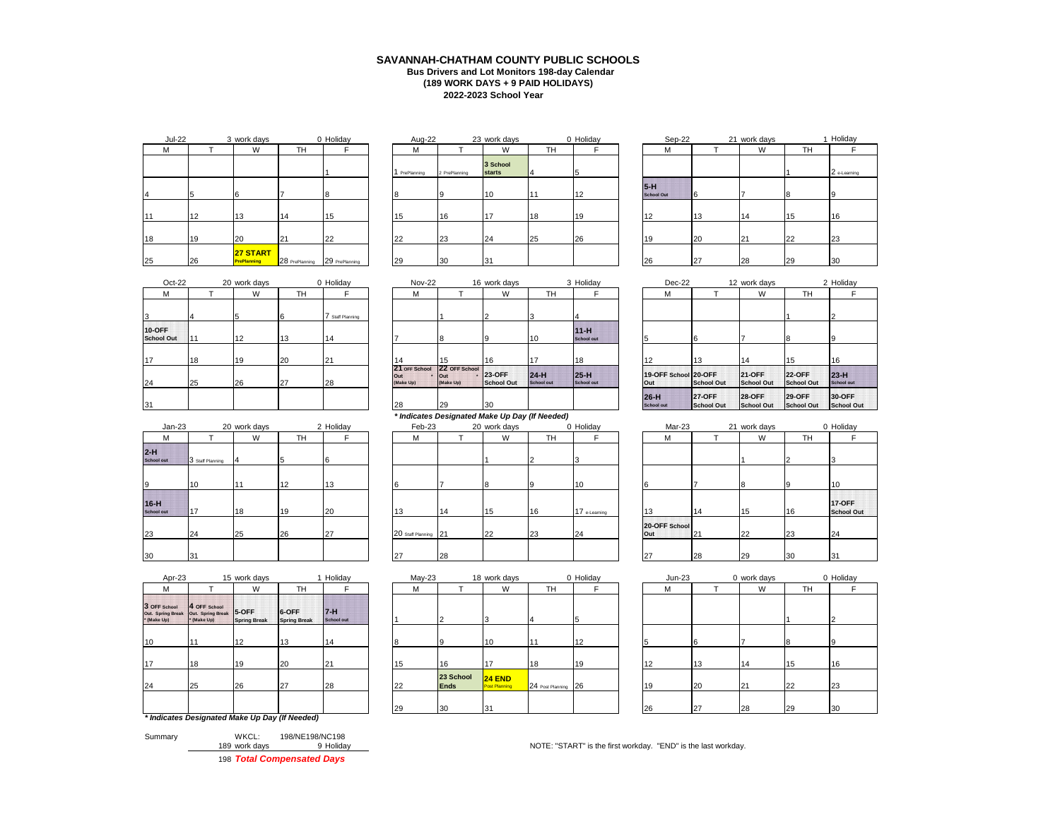# SAVANNAH-CHATHAM COUNTY PUBLIC SCHOOLS

**Bus Drivers and Lot Monitors 198-day Calendar**
**(189 WORK DAYS + 9 PAID HOLIDAYS)**
**2022-2023 School Year**

### Jul-22 — 3 work days — 0 Holiday

| M | T | W | TH | F |
|---|---|---|---|---|
| | | | | 1 |
| 4 | 5 | 6 | 7 | 8 |
| 11 | 12 | 13 | 14 | 15 |
| 18 | 19 | 20 | 21 | 22 |
| 25 | 26 | **27 START** PrePlanning | 28 PrePlanning | 29 PrePlanning |

### Aug-22 — 23 work days — 0 Holiday

| M | T | W | TH | F |
|---|---|---|---|---|
| 1 PrePlanning | 2 PrePlanning | **3 School starts** | 4 | 5 |
| 8 | 9 | 10 | 11 | 12 |
| 15 | 16 | 17 | 18 | 19 |
| 22 | 23 | 24 | 25 | 26 |
| 29 | 30 | 31 | | |

### Sep-22 — 21 work days — 1 Holiday

| M | T | W | TH | F |
|---|---|---|---|---|
| | | | 1 | 2 e-Learning |
| **5-H** School Out | 6 | 7 | 8 | 9 |
| 12 | 13 | 14 | 15 | 16 |
| 19 | 20 | 21 | 22 | 23 |
| 26 | 27 | 28 | 29 | 30 |

### Oct-22 — 20 work days — 0 Holiday

| M | T | W | TH | F |
|---|---|---|---|---|
| 3 | 4 | 5 | 6 | 7 Staff Planning |
| **10-OFF School Out** | 11 | 12 | 13 | 14 |
| 17 | 18 | 19 | 20 | 21 |
| 24 | 25 | 26 | 27 | 28 |
| 31 | | | | |

### Nov-22 — 16 work days — 3 Holiday

| M | T | W | TH | F |
|---|---|---|---|---|
| | 1 | 2 | 3 | 4 |
| 7 | 8 | 9 | 10 | **11-H** School out |
| 14 | 15 | 16 | 17 | 18 |
| 21 OFF School Out * (Make Up) | 22 OFF School Out * (Make Up) | **23-OFF School Out** | **24-H** School out | **25-H** School out |
| 28 | 29 | 30 | | |

*** Indicates Designated Make Up Day (If Needed)**

### Dec-22 — 12 work days — 2 Holiday

| M | T | W | TH | F |
|---|---|---|---|---|
| | | | 1 | 2 |
| 5 | 6 | 7 | 8 | 9 |
| 12 | 13 | 14 | 15 | 16 |
| **19-OFF School Out** | **20-OFF School Out** | **21-OFF School Out** | **22-OFF School Out** | **23-H** School out |
| **26-H** School out | **27-OFF School Out** | **28-OFF School Out** | **29-OFF School Out** | **30-OFF School Out** |

### Jan-23 — 20 work days — 2 Holiday

| M | T | W | TH | F |
|---|---|---|---|---|
| **2-H** School out | 3 Staff Planning | 4 | 5 | 6 |
| 9 | 10 | 11 | 12 | 13 |
| **16-H** School out | 17 | 18 | 19 | 20 |
| 23 | 24 | 25 | 26 | 27 |
| 30 | 31 | | | |

### Feb-23 — 20 work days — 0 Holiday

| M | T | W | TH | F |
|---|---|---|---|---|
| | | 1 | 2 | 3 |
| 6 | 7 | 8 | 9 | 10 |
| 13 | 14 | 15 | 16 | 17 e-Learning |
| 20 Staff Planning | 21 | 22 | 23 | 24 |
| 27 | 28 | | | |

### Mar-23 — 21 work days — 0 Holiday

| M | T | W | TH | F |
|---|---|---|---|---|
| | | 1 | 2 | 3 |
| 6 | 7 | 8 | 9 | 10 |
| 13 | 14 | 15 | 16 | **17-OFF School Out** |
| **20-OFF School Out** | 21 | 22 | 23 | 24 |
| 27 | 28 | 29 | 30 | 31 |

### Apr-23 — 15 work days — 1 Holiday

| M | T | W | TH | F |
|---|---|---|---|---|
| 3 OFF School Out. Spring Break * (Make Up) | 4 OFF School Out. Spring Break * (Make Up) | **5-OFF Spring Break** | **6-OFF Spring Break** | **7-H** School out |
| 10 | 11 | 12 | 13 | 14 |
| 17 | 18 | 19 | 20 | 21 |
| 24 | 25 | 26 | 27 | 28 |

*** Indicates Designated Make Up Day (If Needed)**

### May-23 — 18 work days — 0 Holiday

| M | T | W | TH | F |
|---|---|---|---|---|
| 1 | 2 | 3 | 4 | 5 |
| 8 | 9 | 10 | 11 | 12 |
| 15 | 16 | 17 | 18 | 19 |
| 22 | **23 School Ends** | **24 END** Post Planning | 24 Post Planning | 26 |
| 29 | 30 | 31 | | |

### Jun-23 — 0 work days — 0 Holiday

| M | T | W | TH | F |
|---|---|---|---|---|
| | | | 1 | 2 |
| 5 | 6 | 7 | 8 | 9 |
| 12 | 13 | 14 | 15 | 16 |
| 19 | 20 | 21 | 22 | 23 |
| 26 | 27 | 28 | 29 | 30 |

Summary — WKCL: 198/NE198/NC198

189 work days — 9 Holiday

198 ***Total Compensated Days***

NOTE: "START" is the first workday. "END" is the last workday.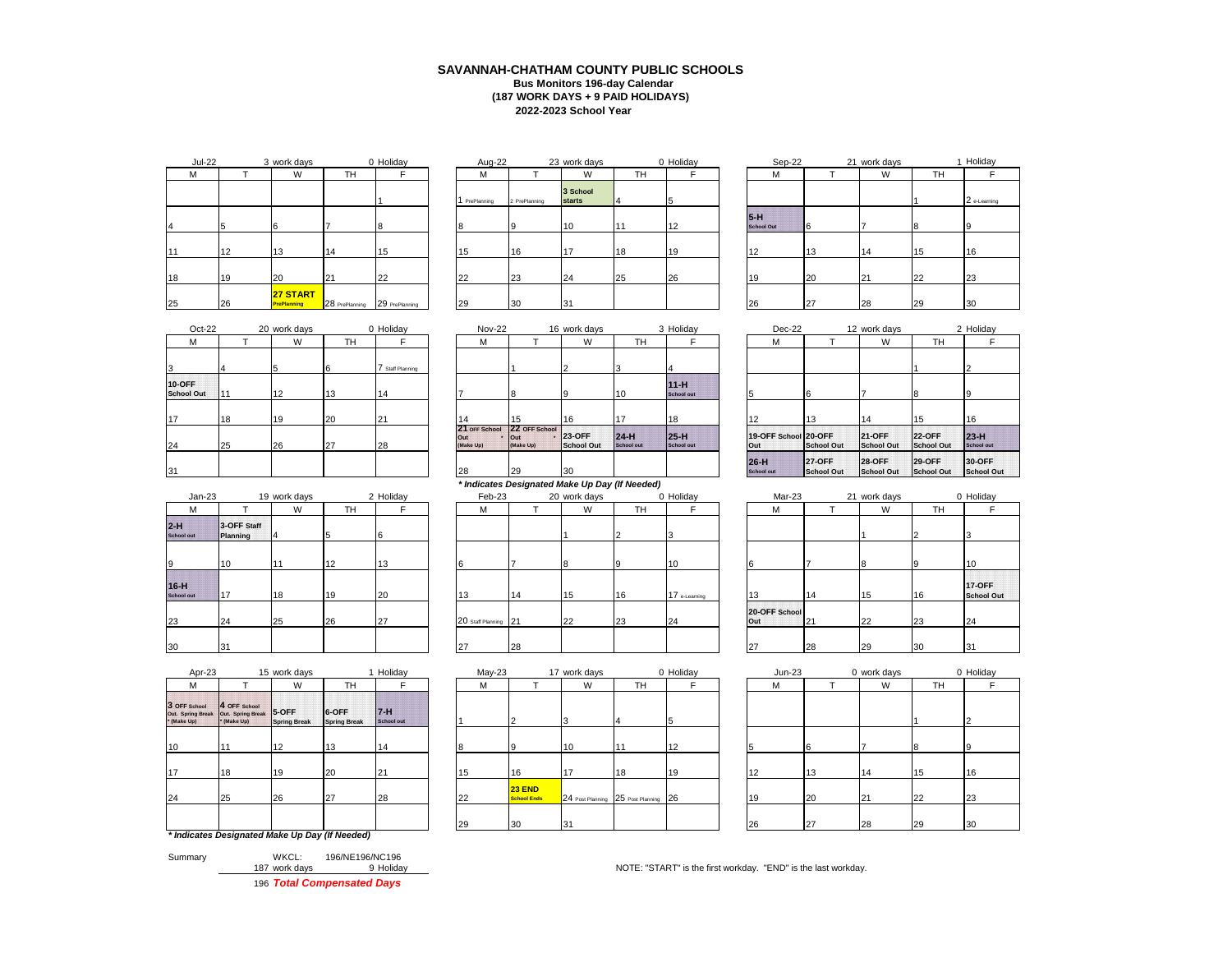# SAVANNAH-CHATHAM COUNTY PUBLIC SCHOOLS

**Bus Monitors 196-day Calendar**
**(187 WORK DAYS + 9 PAID HOLIDAYS)**
**2022-2023 School Year**

Jul-22 — 3 work days — 0 Holiday

| M | T | W | TH | F |
|---|---|---|---|---|
| | | | | 1 |
| 4 | 5 | 6 | 7 | 8 |
| 11 | 12 | 13 | 14 | 15 |
| 18 | 19 | 20 | 21 | 22 |
| 25 | 26 | **27 START** PrePlanning | 28 PrePlanning | 29 PrePlanning |

Aug-22 — 23 work days — 0 Holiday

| M | T | W | TH | F |
|---|---|---|---|---|
| 1 PrePlanning | 2 PrePlanning | 3 School starts | 4 | 5 |
| 8 | 9 | 10 | 11 | 12 |
| 15 | 16 | 17 | 18 | 19 |
| 22 | 23 | 24 | 25 | 26 |
| 29 | 30 | 31 | | |

Sep-22 — 21 work days — 1 Holiday

| M | T | W | TH | F |
|---|---|---|---|---|
| | | | 1 | 2 e-Learning |
| 5-H School Out | 6 | 7 | 8 | 9 |
| 12 | 13 | 14 | 15 | 16 |
| 19 | 20 | 21 | 22 | 23 |
| 26 | 27 | 28 | 29 | 30 |

Oct-22 — 20 work days — 0 Holiday

| M | T | W | TH | F |
|---|---|---|---|---|
| 3 | 4 | 5 | 6 | 7 Staff Planning |
| 10-OFF School Out | 11 | 12 | 13 | 14 |
| 17 | 18 | 19 | 20 | 21 |
| 24 | 25 | 26 | 27 | 28 |
| 31 | | | | |

Nov-22 — 16 work days — 3 Holiday

| M | T | W | TH | F |
|---|---|---|---|---|
| | 1 | 2 | 3 | 4 |
| 7 | 8 | 9 | 10 | 11-H School out |
| 14 | 15 | 16 | 17 | 18 |
| 21 OFF School Out * (Make Up) | 22 OFF School Out * (Make Up) | 23-OFF School Out | 24-H School out | 25-H School out |
| 28 | 29 | 30 | | |

*** Indicates Designated Make Up Day (If Needed)***

Dec-22 — 12 work days — 2 Holiday

| M | T | W | TH | F |
|---|---|---|---|---|
| | | | 1 | 2 |
| 5 | 6 | 7 | 8 | 9 |
| 12 | 13 | 14 | 15 | 16 |
| 19-OFF School Out | 20-OFF School Out | 21-OFF School Out | 22-OFF School Out | 23-H School out |
| 26-H School out | 27-OFF School Out | 28-OFF School Out | 29-OFF School Out | 30-OFF School Out |

Jan-23 — 19 work days — 2 Holiday

| M | T | W | TH | F |
|---|---|---|---|---|
| 2-H School out | 3-OFF Staff Planning | 4 | 5 | 6 |
| 9 | 10 | 11 | 12 | 13 |
| 16-H School out | 17 | 18 | 19 | 20 |
| 23 | 24 | 25 | 26 | 27 |
| 30 | 31 | | | |

Feb-23 — 20 work days — 0 Holiday

| M | T | W | TH | F |
|---|---|---|---|---|
| | | 1 | 2 | 3 |
| 6 | 7 | 8 | 9 | 10 |
| 13 | 14 | 15 | 16 | 17 e-Learning |
| 20 Staff Planning | 21 | 22 | 23 | 24 |
| 27 | 28 | | | |

Mar-23 — 21 work days — 0 Holiday

| M | T | W | TH | F |
|---|---|---|---|---|
| | | 1 | 2 | 3 |
| 6 | 7 | 8 | 9 | 10 |
| 13 | 14 | 15 | 16 | 17-OFF School Out |
| 20-OFF School Out | 21 | 22 | 23 | 24 |
| 27 | 28 | 29 | 30 | 31 |

Apr-23 — 15 work days — 1 Holiday

| M | T | W | TH | F |
|---|---|---|---|---|
| 3 OFF School Out. Spring Break * (Make Up) | 4 OFF School Out. Spring Break * (Make Up) | 5-OFF Spring Break | 6-OFF Spring Break | 7-H School out |
| 10 | 11 | 12 | 13 | 14 |
| 17 | 18 | 19 | 20 | 21 |
| 24 | 25 | 26 | 27 | 28 |

*** Indicates Designated Make Up Day (If Needed)***

May-23 — 17 work days — 0 Holiday

| M | T | W | TH | F |
|---|---|---|---|---|
| 1 | 2 | 3 | 4 | 5 |
| 8 | 9 | 10 | 11 | 12 |
| 15 | 16 | 17 | 18 | 19 |
| 22 | **23 END** School Ends | 24 Post Planning | 25 Post Planning | 26 |
| 29 | 30 | 31 | | |

Jun-23 — 0 work days — 0 Holiday

| M | T | W | TH | F |
|---|---|---|---|---|
| | | | 1 | 2 |
| 5 | 6 | 7 | 8 | 9 |
| 12 | 13 | 14 | 15 | 16 |
| 19 | 20 | 21 | 22 | 23 |
| 26 | 27 | 28 | 29 | 30 |

Summary — WKCL: 196/NE196/NC196

187 work days — 9 Holiday

196 ***Total Compensated Days***

NOTE: "START" is the first workday. "END" is the last workday.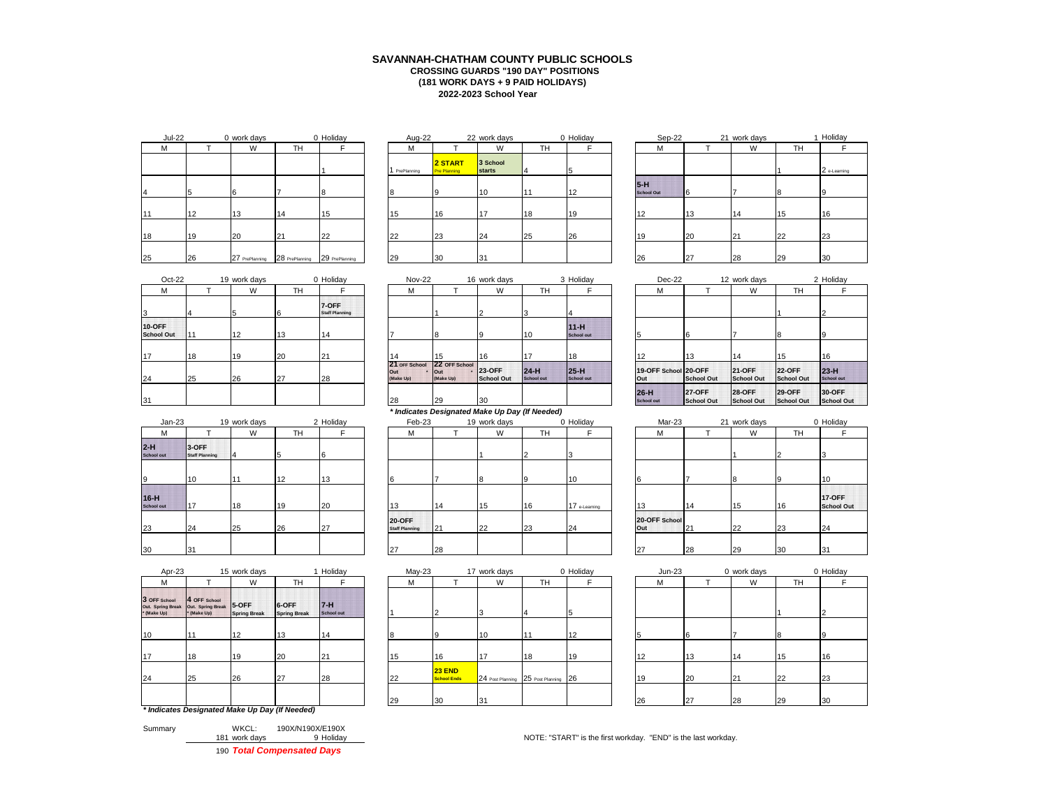# SAVANNAH-CHATHAM COUNTY PUBLIC SCHOOLS
### CROSSING GUARDS "190 DAY" POSITIONS
### (181 WORK DAYS + 9 PAID HOLIDAYS)
### 2022-2023 School Year

**Jul-22** — 0 work days — 0 Holiday

| M | T | W | TH | F |
|---|---|---|---|---|
| | | | | 1 |
| 4 | 5 | 6 | 7 | 8 |
| 11 | 12 | 13 | 14 | 15 |
| 18 | 19 | 20 | 21 | 22 |
| 25 | 26 | 27 PrePlanning | 28 PrePlanning | 29 PrePlanning |

**Aug-22** — 22 work days — 0 Holiday

| M | T | W | TH | F |
|---|---|---|---|---|
| 1 PrePlanning | 2 START Pre Planning | 3 School starts | 4 | 5 |
| 8 | 9 | 10 | 11 | 12 |
| 15 | 16 | 17 | 18 | 19 |
| 22 | 23 | 24 | 25 | 26 |
| 29 | 30 | 31 | | |

**Sep-22** — 21 work days — 1 Holiday

| M | T | W | TH | F |
|---|---|---|---|---|
| | | | 1 | 2 e-Learning |
| 5-H School Out | 6 | 7 | 8 | 9 |
| 12 | 13 | 14 | 15 | 16 |
| 19 | 20 | 21 | 22 | 23 |
| 26 | 27 | 28 | 29 | 30 |

**Oct-22** — 19 work days — 0 Holiday

| M | T | W | TH | F |
|---|---|---|---|---|
| 3 | 4 | 5 | 6 | 7-OFF Staff Planning |
| 10-OFF School Out | 11 | 12 | 13 | 14 |
| 17 | 18 | 19 | 20 | 21 |
| 24 | 25 | 26 | 27 | 28 |
| 31 | | | | |

**Nov-22** — 16 work days — 3 Holiday

| M | T | W | TH | F |
|---|---|---|---|---|
| | 1 | 2 | 3 | 4 |
| 7 | 8 | 9 | 10 | 11-H School out |
| 14 | 15 | 16 | 17 | 18 |
| 21 OFF School Out * (Make Up) | 22 OFF School Out * (Make Up) | 23-OFF School Out | 24-H School out | 25-H School out |
| 28 | 29 | 30 | | |

*** Indicates Designated Make Up Day (If Needed)**

**Dec-22** — 12 work days — 2 Holiday

| M | T | W | TH | F |
|---|---|---|---|---|
| | | | 1 | 2 |
| 5 | 6 | 7 | 8 | 9 |
| 12 | 13 | 14 | 15 | 16 |
| 19-OFF School Out | 20-OFF School Out | 21-OFF School Out | 22-OFF School Out | 23-H School out |
| 26-H School out | 27-OFF School Out | 28-OFF School Out | 29-OFF School Out | 30-OFF School Out |

**Jan-23** — 19 work days — 2 Holiday

| M | T | W | TH | F |
|---|---|---|---|---|
| 2-H School out | 3-OFF Staff Planning | 4 | 5 | 6 |
| 9 | 10 | 11 | 12 | 13 |
| 16-H School out | 17 | 18 | 19 | 20 |
| 23 | 24 | 25 | 26 | 27 |
| 30 | 31 | | | |

**Feb-23** — 19 work days — 0 Holiday

| M | T | W | TH | F |
|---|---|---|---|---|
| | | 1 | 2 | 3 |
| 6 | 7 | 8 | 9 | 10 |
| 13 | 14 | 15 | 16 | 17 e-Learning |
| 20-OFF Staff Planning | 21 | 22 | 23 | 24 |
| 27 | 28 | | | |

**Mar-23** — 21 work days — 0 Holiday

| M | T | W | TH | F |
|---|---|---|---|---|
| | | 1 | 2 | 3 |
| 6 | 7 | 8 | 9 | 10 |
| 13 | 14 | 15 | 16 | 17-OFF School Out |
| 20-OFF School Out | 21 | 22 | 23 | 24 |
| 27 | 28 | 29 | 30 | 31 |

**Apr-23** — 15 work days — 1 Holiday

| M | T | W | TH | F |
|---|---|---|---|---|
| 3 OFF School Out. Spring Break * (Make Up) | 4 OFF School Out. Spring Break * (Make Up) | 5-OFF Spring Break | 6-OFF Spring Break | 7-H School out |
| 10 | 11 | 12 | 13 | 14 |
| 17 | 18 | 19 | 20 | 21 |
| 24 | 25 | 26 | 27 | 28 |

*** Indicates Designated Make Up Day (If Needed)**

**May-23** — 17 work days — 0 Holiday

| M | T | W | TH | F |
|---|---|---|---|---|
| 1 | 2 | 3 | 4 | 5 |
| 8 | 9 | 10 | 11 | 12 |
| 15 | 16 | 17 | 18 | 19 |
| 22 | 23 END School Ends | 24 Post Planning | 25 Post Planning | 26 |
| 29 | 30 | 31 | | |

**Jun-23** — 0 work days — 0 Holiday

| M | T | W | TH | F |
|---|---|---|---|---|
| | | | 1 | 2 |
| 5 | 6 | 7 | 8 | 9 |
| 12 | 13 | 14 | 15 | 16 |
| 19 | 20 | 21 | 22 | 23 |
| 26 | 27 | 28 | 29 | 30 |

Summary — WKCL: 190X/N190X/E190X

181 work days — 9 Holiday

190 ***Total Compensated Days***

NOTE: "START" is the first workday. "END" is the last workday.